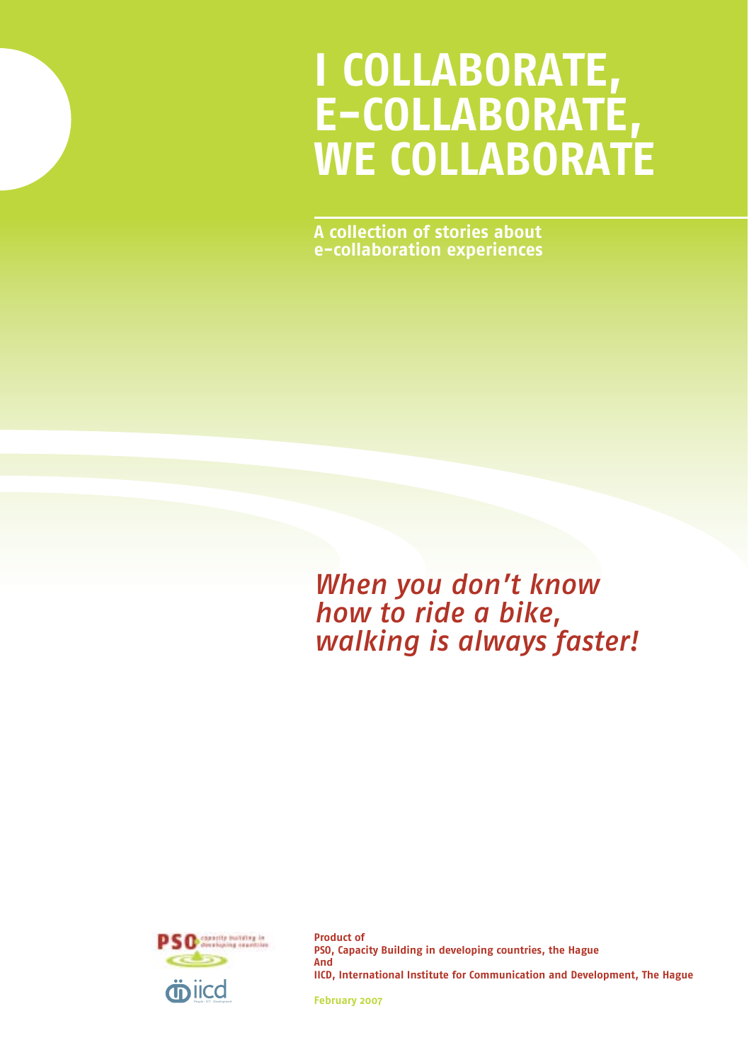# I COLLABORATE, E-COLLABORATE, WE COLLABORATE

**A collection of stories about e-collaboration experiences**

*When you don't know how to ride a bike, walking is always faster!*

**Product of**
**PSO, Capacity Building in developing countries, the Hague**
**And**
**IICD, International Institute for Communication and Development, The Hague**

February 2007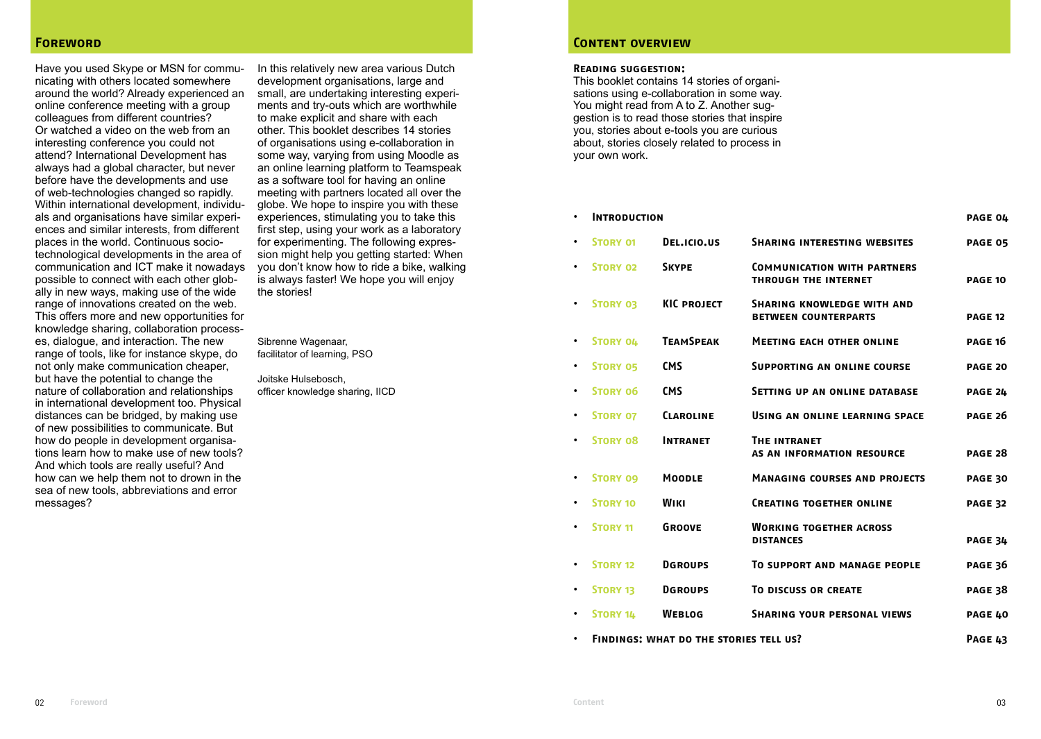## Foreword

Have you used Skype or MSN for communicating with others located somewhere around the world? Already experienced an online conference meeting with a group colleagues from different countries? Or watched a video on the web from an interesting conference you could not attend? International Development has always had a global character, but never before have the developments and use of web-technologies changed so rapidly. Within international development, individuals and organisations have similar experiences and similar interests, from different places in the world. Continuous socio-technological developments in the area of communication and ICT make it nowadays possible to connect with each other globally in new ways, making use of the wide range of innovations created on the web. This offers more and new opportunities for knowledge sharing, collaboration processes, dialogue, and interaction. The new range of tools, like for instance skype, do not only make communication cheaper, but have the potential to change the nature of collaboration and relationships in international development too. Physical distances can be bridged, by making use of new possibilities to communicate. But how do people in development organisations learn how to make use of new tools? And which tools are really useful? And how can we help them not to drown in the sea of new tools, abbreviations and error messages?

In this relatively new area various Dutch development organisations, large and small, are undertaking interesting experiments and try-outs which are worthwhile to make explicit and share with each other. This booklet describes 14 stories of organisations using e-collaboration in some way, varying from using Moodle as an online learning platform to Teamspeak as a software tool for having an online meeting with partners located all over the globe. We hope to inspire you with these experiences, stimulating you to take this first step, using your work as a laboratory for experimenting. The following expression might help you getting started: When you don't know how to ride a bike, walking is always faster! We hope you will enjoy the stories!

Sibrenne Wagenaar,
facilitator of learning, PSO

Joitske Hulsebosch,
officer knowledge sharing, IICD

## Content overview

**Reading suggestion:**
This booklet contains 14 stories of organisations using e-collaboration in some way. You might read from A to Z. Another suggestion is to read those stories that inspire you, stories about e-tools you are curious about, stories closely related to process in your own work.

| | | | |
|---|---|---|---|
| **Introduction** | | | **page 04** |
| Story 01 | **Del.icio.us** | **Sharing interesting websites** | **page 05** |
| Story 02 | **Skype** | **Communication with partners through the internet** | **page 10** |
| Story 03 | **KIC project** | **Sharing knowledge with and between counterparts** | **page 12** |
| Story 04 | **TeamSpeak** | **Meeting each other online** | **page 16** |
| Story 05 | **CMS** | **Supporting an online course** | **page 20** |
| Story 06 | **CMS** | **Setting up an online database** | **page 24** |
| Story 07 | **Claroline** | **Using an online learning space** | **page 26** |
| Story 08 | **Intranet** | **The intranet as an information resource** | **page 28** |
| Story 09 | **Moodle** | **Managing courses and projects** | **page 30** |
| Story 10 | **Wiki** | **Creating together online** | **page 32** |
| Story 11 | **Groove** | **Working together across distances** | **page 34** |
| Story 12 | **Dgroups** | **To support and manage people** | **page 36** |
| Story 13 | **Dgroups** | **To discuss or create** | **page 38** |
| Story 14 | **Weblog** | **Sharing your personal views** | **page 40** |
| **Findings: what do the stories tell us?** | | | **Page 43** |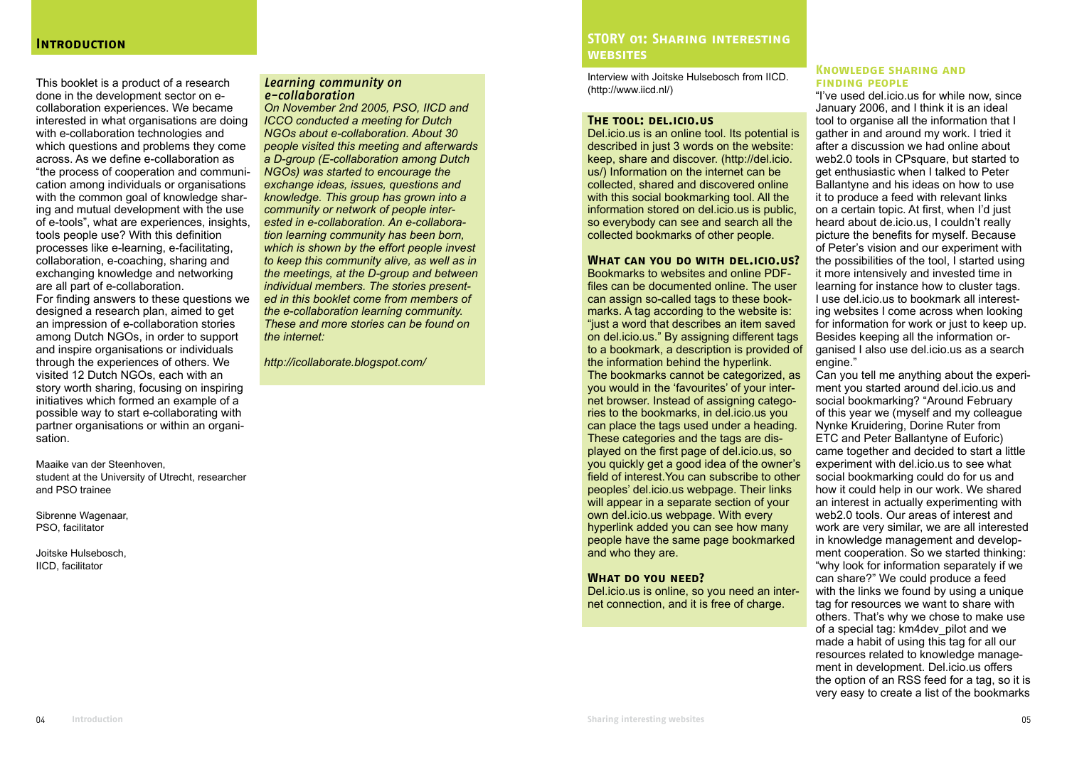## Introduction

This booklet is a product of a research done in the development sector on e-collaboration experiences. We became interested in what organisations are doing with e-collaboration technologies and which questions and problems they come across. As we define e-collaboration as "the process of cooperation and communication among individuals or organisations with the common goal of knowledge sharing and mutual development with the use of e-tools", what are experiences, insights, tools people use? With this definition processes like e-learning, e-facilitating, collaboration, e-coaching, sharing and exchanging knowledge and networking are all part of e-collaboration.
For finding answers to these questions we designed a research plan, aimed to get an impression of e-collaboration stories among Dutch NGOs, in order to support and inspire organisations or individuals through the experiences of others. We visited 12 Dutch NGOs, each with an story worth sharing, focusing on inspiring initiatives which formed an example of a possible way to start e-collaborating with partner organisations or within an organisation.

Maaike van der Steenhoven,
student at the University of Utrecht, researcher and PSO trainee

Sibrenne Wagenaar,
PSO, facilitator

Joitske Hulsebosch,
IICD, facilitator

### *Learning community on e-collaboration*

*On November 2nd 2005, PSO, IICD and ICCO conducted a meeting for Dutch NGOs about e-collaboration. About 30 people visited this meeting and afterwards a D-group (E-collaboration among Dutch NGOs) was started to encourage the exchange ideas, issues, questions and knowledge. This group has grown into a community or network of people interested in e-collaboration. An e-collaboration learning community has been born, which is shown by the effort people invest to keep this community alive, as well as in the meetings, at the D-group and between individual members. The stories presented in this booklet come from members of the e-collaboration learning community. These and more stories can be found on the internet:*

*http://icollaborate.blogspot.com/*

## STORY 01: Sharing interesting websites

Interview with Joitske Hulsebosch from IICD. (http://www.iicd.nl/)

### The tool: del.icio.us

Del.icio.us is an online tool. Its potential is described in just 3 words on the website: keep, share and discover. (http://del.icio.us/) Information on the internet can be collected, shared and discovered online with this social bookmarking tool. All the information stored on del.icio.us is public, so everybody can see and search all the collected bookmarks of other people.

### What can you do with del.icio.us?

Bookmarks to websites and online PDF-files can be documented online. The user can assign so-called tags to these bookmarks. A tag according to the website is: "just a word that describes an item saved on del.icio.us." By assigning different tags to a bookmark, a description is provided of the information behind the hyperlink.
The bookmarks cannot be categorized, as you would in the 'favourites' of your internet browser. Instead of assigning categories to the bookmarks, in del.icio.us you can place the tags used under a heading. These categories and the tags are displayed on the first page of del.icio.us, so you quickly get a good idea of the owner's field of interest.You can subscribe to other peoples' del.icio.us webpage. Their links will appear in a separate section of your own del.icio.us webpage. With every hyperlink added you can see how many people have the same page bookmarked and who they are.

### What do you need?

Del.icio.us is online, so you need an internet connection, and it is free of charge.

### Knowledge sharing and finding people

"I've used del.icio.us for while now, since January 2006, and I think it is an ideal tool to organise all the information that I gather in and around my work. I tried it after a discussion we had online about web2.0 tools in CPsquare, but started to get enthusiastic when I talked to Peter Ballantyne and his ideas on how to use it to produce a feed with relevant links on a certain topic. At first, when I'd just heard about de.icio.us, I couldn't really picture the benefits for myself. Because of Peter's vision and our experiment with the possibilities of the tool, I started using it more intensively and invested time in learning for instance how to cluster tags. I use del.icio.us to bookmark all interesting websites I come across when looking for information for work or just to keep up. Besides keeping all the information organised I also use del.icio.us as a search engine."
Can you tell me anything about the experiment you started around del.icio.us and social bookmarking? "Around February of this year we (myself and my colleague Nynke Kruidering, Dorine Ruter from ETC and Peter Ballantyne of Euforic) came together and decided to start a little experiment with del.icio.us to see what social bookmarking could do for us and how it could help in our work. We shared an interest in actually experimenting with web2.0 tools. Our areas of interest and work are very similar, we are all interested in knowledge management and development cooperation. So we started thinking: "why look for information separately if we can share?" We could produce a feed with the links we found by using a unique tag for resources we want to share with others. That's why we chose to make use of a special tag: km4dev_pilot and we made a habit of using this tag for all our resources related to knowledge management in development. Del.icio.us offers the option of an RSS feed for a tag, so it is very easy to create a list of the bookmarks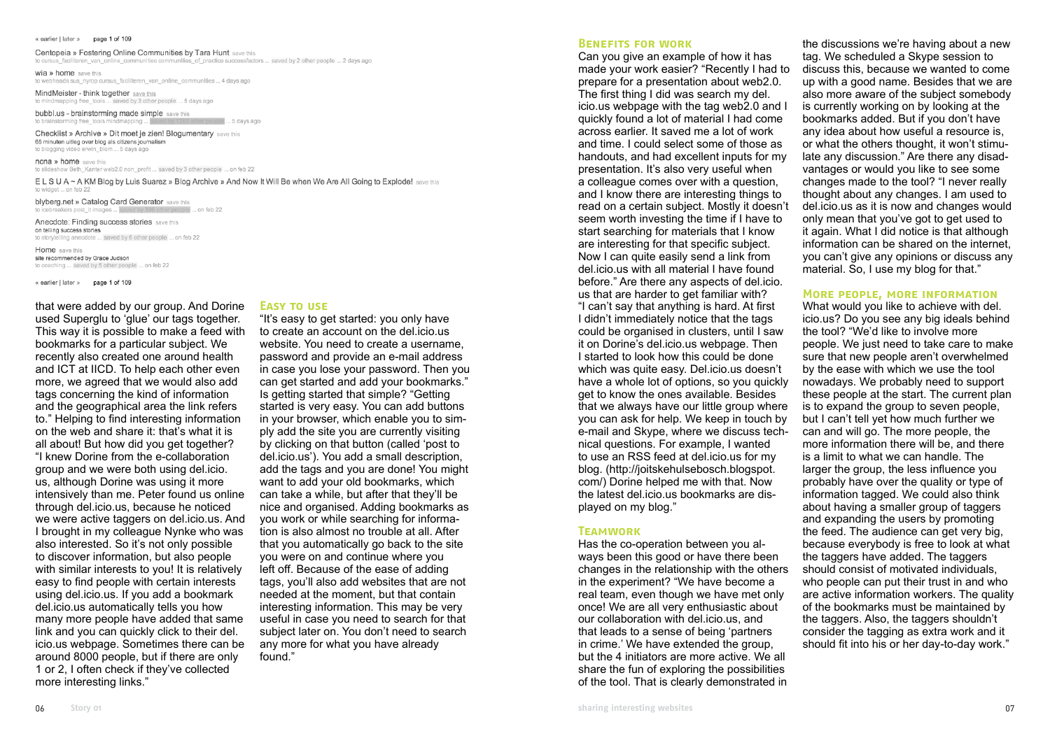« earlier | later » page 1 of 109

Centopeia » Fostering Online Communities by Tara Hunt save this
to cursus_faciliteren_van_online_communities communities_of_practice successfactors ... saved by 2 other people ... 2 days ago

wia » home save this
to webheads sus_nyrop cursus_faciliteren_van_online_communities ... 4 days ago

MindMeister - think together save this
to mindmapping free_tools ... saved by 3 other people ... 5 days ago

bubbl.us - brainstorming made simple save this
to brainstorming free_tools mindmapping ... saved by 1767 other people ... 5 days ago

Checklist » Archive » Dit moet je zien! Blogumentary save this
65 minuten uitleg over blog als citizens journalism
to blogging video erwin_blom ... 5 days ago

ncna » home save this
to slideshow Beth_Kanter web2.0 non_profit ... saved by 3 other people ... on feb 22

E L S U A ~ A KM Blog by Luis Suarez » Blog Archive » And Now It Will Be when We Are All Going to Explode! save this
to widget ... on feb 22

blyberg.net » Catalog Card Generator save this
to icebreakers post_it images ... saved by 330 other people ... on feb 22

Anecdote: Finding success stories save this
on telling success stories
to storytelling anecdote ... saved by 6 other people ... on feb 22

Home save this
site recommended by Grace Judson
to coaching ... saved by 5 other people ... on feb 22

« earlier | later » page 1 of 109

that were added by our group. And Dorine used Superglu to 'glue' our tags together. This way it is possible to make a feed with bookmarks for a particular subject. We recently also created one around health and ICT at IICD. To help each other even more, we agreed that we would also add tags concerning the kind of information and the geographical area the link refers to." Helping to find interesting information on the web and share it: that's what it is all about! But how did you get together? "I knew Dorine from the e-collaboration group and we were both using del.icio.us, although Dorine was using it more intensively than me. Peter found us online through del.icio.us, because he noticed we were active taggers on del.icio.us. And I brought in my colleague Nynke who was also interested. So it's not only possible to discover information, but also people with similar interests to you! It is relatively easy to find people with certain interests using del.icio.us. If you add a bookmark del.icio.us automatically tells you how many more people have added that same link and you can quickly click to their del.icio.us webpage. Sometimes there can be around 8000 people, but if there are only 1 or 2, I often check if they've collected more interesting links."

### Easy to use

"It's easy to get started: you only have to create an account on the del.icio.us website. You need to create a username, password and provide an e-mail address in case you lose your password. Then you can get started and add your bookmarks." Is getting started that simple? "Getting started is very easy. You can add buttons in your browser, which enable you to simply add the site you are currently visiting by clicking on that button (called 'post to del.icio.us'). You add a small description, add the tags and you are done! You might want to add your old bookmarks, which can take a while, but after that they'll be nice and organised. Adding bookmarks as you work or while searching for information is also almost no trouble at all. After that you automatically go back to the site you were on and continue where you left off. Because of the ease of adding tags, you'll also add websites that are not needed at the moment, but that contain interesting information. This may be very useful in case you need to search for that subject later on. You don't need to search any more for what you have already found."

### Benefits for work

Can you give an example of how it has made your work easier? "Recently I had to prepare for a presentation about web2.0. The first thing I did was search my del.icio.us webpage with the tag web2.0 and I quickly found a lot of material I had come across earlier. It saved me a lot of work and time. I could select some of those as handouts, and had excellent inputs for my presentation. It's also very useful when a colleague comes over with a question, and I know there are interesting things to read on a certain subject. Mostly it doesn't seem worth investing the time if I have to start searching for materials that I know are interesting for that specific subject. Now I can quite easily send a link from del.icio.us with all material I have found before." Are there any aspects of del.icio.us that are harder to get familiar with? "I can't say that anything is hard. At first I didn't immediately notice that the tags could be organised in clusters, until I saw it on Dorine's del.icio.us webpage. Then I started to look how this could be done which was quite easy. Del.icio.us doesn't have a whole lot of options, so you quickly get to know the ones available. Besides that we always have our little group where you can ask for help. We keep in touch by e-mail and Skype, where we discuss technical questions. For example, I wanted to use an RSS feed at del.icio.us for my blog. (http://joitskehulsebosch.blogspot.com/) Dorine helped me with that. Now the latest del.icio.us bookmarks are displayed on my blog."

### Teamwork

Has the co-operation between you always been this good or have there been changes in the relationship with the others in the experiment? "We have become a real team, even though we have met only once! We are all very enthusiastic about our collaboration with del.icio.us, and that leads to a sense of being 'partners in crime.' We have extended the group, but the 4 initiators are more active. We all share the fun of exploring the possibilities of the tool. That is clearly demonstrated in the discussions we're having about a new tag. We scheduled a Skype session to discuss this, because we wanted to come up with a good name. Besides that we are also more aware of the subject somebody is currently working on by looking at the bookmarks added. But if you don't have any idea about how useful a resource is, or what the others thought, it won't stimulate any discussion." Are there any disadvantages or would you like to see some changes made to the tool? "I never really thought about any changes. I am used to del.icio.us as it is now and changes would only mean that you've got to get used to it again. What I did notice is that although information can be shared on the internet, you can't give any opinions or discuss any material. So, I use my blog for that."

### More people, more information

What would you like to achieve with del.icio.us? Do you see any big ideals behind the tool? "We'd like to involve more people. We just need to take care to make sure that new people aren't overwhelmed by the ease with which we use the tool nowadays. We probably need to support these people at the start. The current plan is to expand the group to seven people, but I can't tell yet how much further we can and will go. The more people, the more information there will be, and there is a limit to what we can handle. The larger the group, the less influence you probably have over the quality or type of information tagged. We could also think about having a smaller group of taggers and expanding the users by promoting the feed. The audience can get very big, because everybody is free to look at what the taggers have added. The taggers should consist of motivated individuals, who people can put their trust in and who are active information workers. The quality of the bookmarks must be maintained by the taggers. Also, the taggers shouldn't consider the tagging as extra work and it should fit into his or her day-to-day work."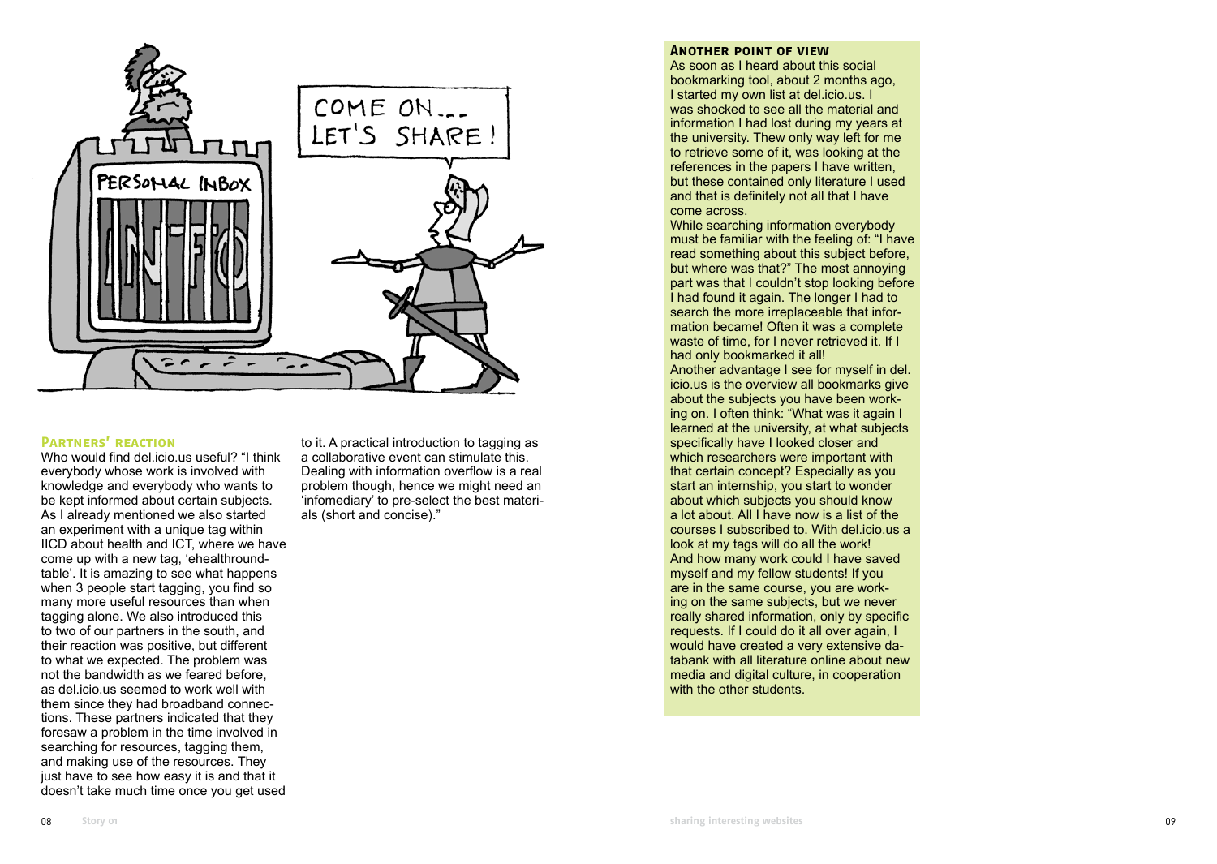## Partners' reaction

Who would find del.icio.us useful? "I think everybody whose work is involved with knowledge and everybody who wants to be kept informed about certain subjects. As I already mentioned we also started an experiment with a unique tag within IICD about health and ICT, where we have come up with a new tag, 'ehealthroundtable'. It is amazing to see what happens when 3 people start tagging, you find so many more useful resources than when tagging alone. We also introduced this to two of our partners in the south, and their reaction was positive, but different to what we expected. The problem was not the bandwidth as we feared before, as del.icio.us seemed to work well with them since they had broadband connections. These partners indicated that they foresaw a problem in the time involved in searching for resources, tagging them, and making use of the resources. They just have to see how easy it is and that it doesn't take much time once you get used to it. A practical introduction to tagging as a collaborative event can stimulate this. Dealing with information overflow is a real problem though, hence we might need an 'infomediary' to pre-select the best materials (short and concise)."

## Another point of view

As soon as I heard about this social bookmarking tool, about 2 months ago, I started my own list at del.icio.us. I was shocked to see all the material and information I had lost during my years at the university. Thew only way left for me to retrieve some of it, was looking at the references in the papers I have written, but these contained only literature I used and that is definitely not all that I have come across.

While searching information everybody must be familiar with the feeling of: "I have read something about this subject before, but where was that?" The most annoying part was that I couldn't stop looking before I had found it again. The longer I had to search the more irreplaceable that information became! Often it was a complete waste of time, for I never retrieved it. If I had only bookmarked it all!

Another advantage I see for myself in del.icio.us is the overview all bookmarks give about the subjects you have been working on. I often think: "What was it again I learned at the university, at what subjects specifically have I looked closer and which researchers were important with that certain concept? Especially as you start an internship, you start to wonder about which subjects you should know a lot about. All I have now is a list of the courses I subscribed to. With del.icio.us a look at my tags will do all the work!

And how many work could I have saved myself and my fellow students! If you are in the same course, you are working on the same subjects, but we never really shared information, only by specific requests. If I could do it all over again, I would have created a very extensive databank with all literature online about new media and digital culture, in cooperation with the other students.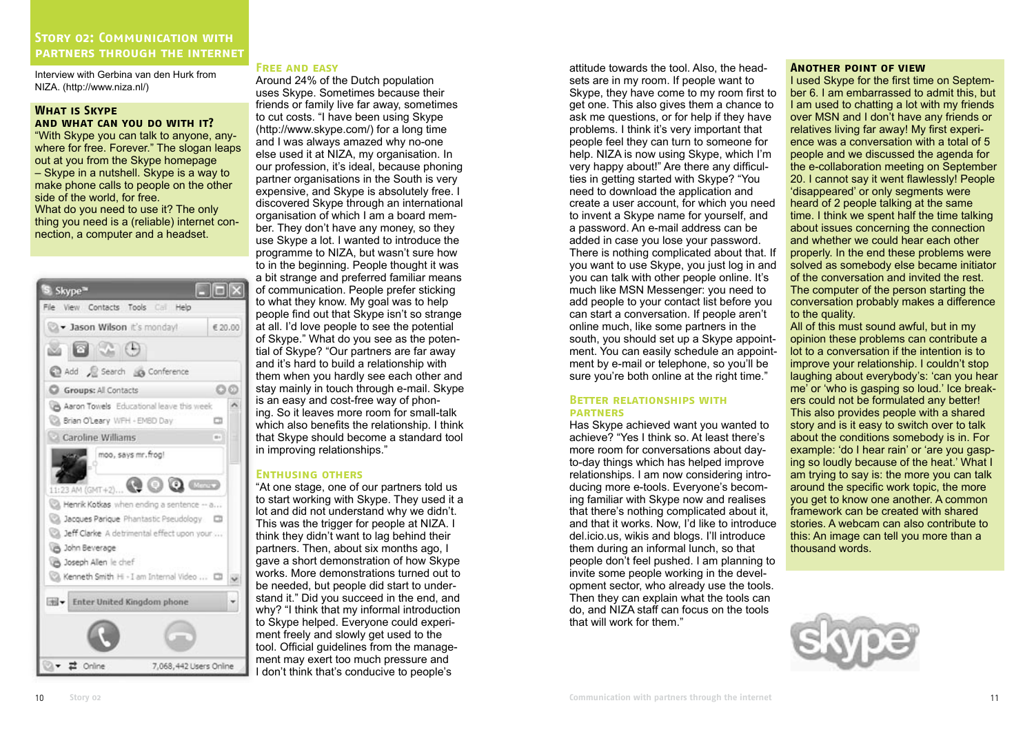## Story 02: Communication with partners through the internet

Interview with Gerbina van den Hurk from NIZA. (http://www.niza.nl/)

### What is Skype and what can you do with it?

"With Skype you can talk to anyone, anywhere for free. Forever." The slogan leaps out at you from the Skype homepage – Skype in a nutshell. Skype is a way to make phone calls to people on the other side of the world, for free.
What do you need to use it? The only thing you need is a (reliable) internet connection, a computer and a headset.

### Free and easy

Around 24% of the Dutch population uses Skype. Sometimes because their friends or family live far away, sometimes to cut costs. "I have been using Skype (http://www.skype.com/) for a long time and I was always amazed why no-one else used it at NIZA, my organisation. In our profession, it's ideal, because phoning partner organisations in the South is very expensive, and Skype is absolutely free. I discovered Skype through an international organisation of which I am a board member. They don't have any money, so they use Skype a lot. I wanted to introduce the programme to NIZA, but wasn't sure how to in the beginning. People thought it was a bit strange and preferred familiar means of communication. People prefer sticking to what they know. My goal was to help people find out that Skype isn't so strange at all. I'd love people to see the potential of Skype." What do you see as the potential of Skype? "Our partners are far away and it's hard to build a relationship with them when you hardly see each other and stay mainly in touch through e-mail. Skype is an easy and cost-free way of phoning. So it leaves more room for small-talk which also benefits the relationship. I think that Skype should become a standard tool in improving relationships."

### Enthusing others

"At one stage, one of our partners told us to start working with Skype. They used it a lot and did not understand why we didn't. This was the trigger for people at NIZA. I think they didn't want to lag behind their partners. Then, about six months ago, I gave a short demonstration of how Skype works. More demonstrations turned out to be needed, but people did start to understand it." Did you succeed in the end, and why? "I think that my informal introduction to Skype helped. Everyone could experiment freely and slowly get used to the tool. Official guidelines from the management may exert too much pressure and I don't think that's conducive to people's attitude towards the tool. Also, the headsets are in my room. If people want to Skype, they have come to my room first to get one. This also gives them a chance to ask me questions, or for help if they have problems. I think it's very important that people feel they can turn to someone for help. NIZA is now using Skype, which I'm very happy about!" Are there any difficulties in getting started with Skype? "You need to download the application and create a user account, for which you need to invent a Skype name for yourself, and a password. An e-mail address can be added in case you lose your password. There is nothing complicated about that. If you want to use Skype, you just log in and you can talk with other people online. It's much like MSN Messenger: you need to add people to your contact list before you can start a conversation. If people aren't online much, like some partners in the south, you should set up a Skype appointment. You can easily schedule an appointment by e-mail or telephone, so you'll be sure you're both online at the right time."

### Better relationships with partners

Has Skype achieved want you wanted to achieve? "Yes I think so. At least there's more room for conversations about day-to-day things which has helped improve relationships. I am now considering introducing more e-tools. Everyone's becoming familiar with Skype now and realises that there's nothing complicated about it, and that it works. Now, I'd like to introduce del.icio.us, wikis and blogs. I'll introduce them during an informal lunch, so that people don't feel pushed. I am planning to invite some people working in the development sector, who already use the tools. Then they can explain what the tools can do, and NIZA staff can focus on the tools that will work for them."

### Another point of view

I used Skype for the first time on September 6. I am embarrassed to admit this, but I am used to chatting a lot with my friends over MSN and I don't have any friends or relatives living far away! My first experience was a conversation with a total of 5 people and we discussed the agenda for the e-collaboration meeting on September 20. I cannot say it went flawlessly! People 'disappeared' or only segments were heard of 2 people talking at the same time. I think we spent half the time talking about issues concerning the connection and whether we could hear each other properly. In the end these problems were solved as somebody else became initiator of the conversation and invited the rest. The computer of the person starting the conversation probably makes a difference to the quality.
All of this must sound awful, but in my opinion these problems can contribute a lot to a conversation if the intention is to improve your relationship. I couldn't stop laughing about everybody's: 'can you hear me' or 'who is gasping so loud.' Ice breakers could not be formulated any better! This also provides people with a shared story and is it easy to switch over to talk about the conditions somebody is in. For example: 'do I hear rain' or 'are you gasping so loudly because of the heat.' What I am trying to say is: the more you can talk around the specific work topic, the more you get to know one another. A common framework can be created with shared stories. A webcam can also contribute to this: An image can tell you more than a thousand words.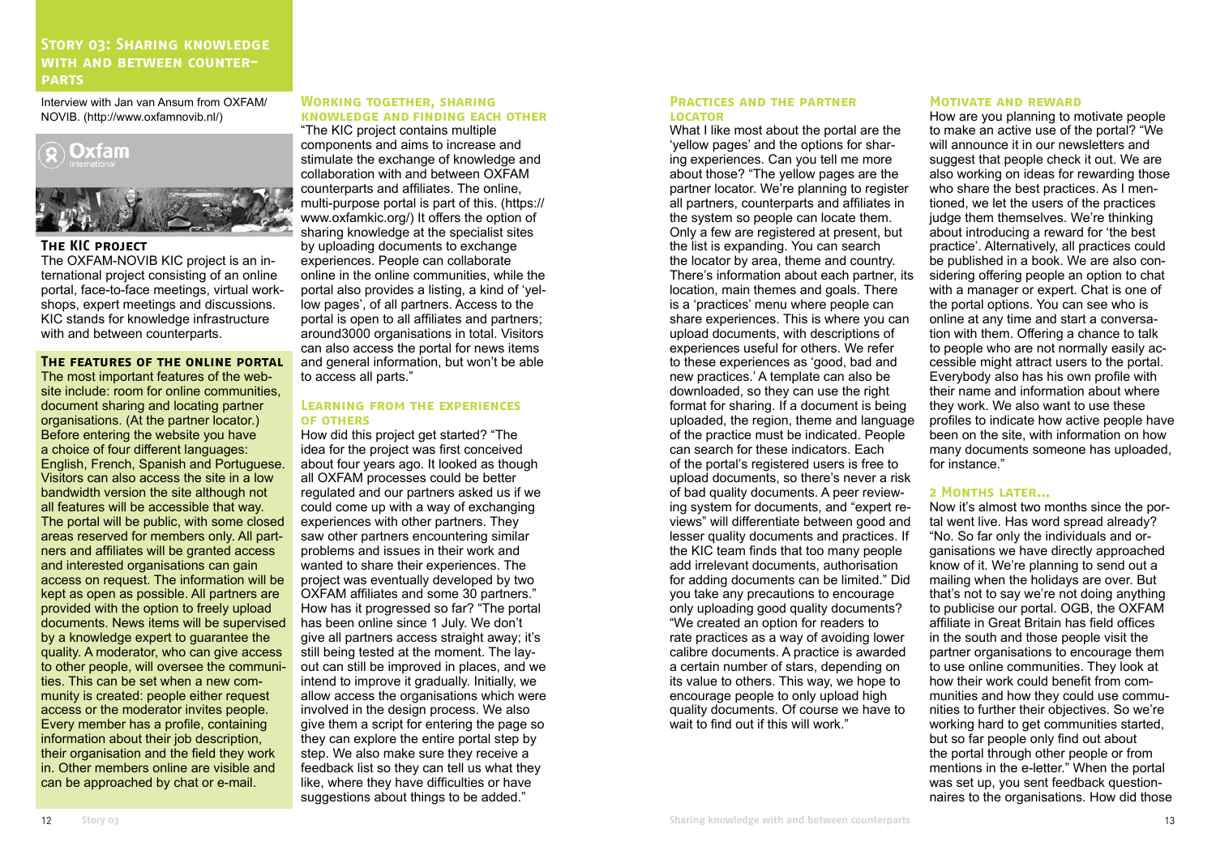## Story 03: Sharing knowledge with and between counterparts

Interview with Jan van Ansum from OXFAM/NOVIB. (http://www.oxfamnovib.nl/)

### The KIC project

The OXFAM-NOVIB KIC project is an international project consisting of an online portal, face-to-face meetings, virtual workshops, expert meetings and discussions. KIC stands for knowledge infrastructure with and between counterparts.

### The features of the online portal

The most important features of the website include: room for online communities, document sharing and locating partner organisations. (At the partner locator.) Before entering the website you have a choice of four different languages: English, French, Spanish and Portuguese. Visitors can also access the site in a low bandwidth version the site although not all features will be accessible that way. The portal will be public, with some closed areas reserved for members only. All partners and affiliates will be granted access and interested organisations can gain access on request. The information will be kept as open as possible. All partners are provided with the option to freely upload documents. News items will be supervised by a knowledge expert to guarantee the quality. A moderator, who can give access to other people, will oversee the communities. This can be set when a new community is created: people either request access or the moderator invites people. Every member has a profile, containing information about their job description, their organisation and the field they work in. Other members online are visible and can be approached by chat or e-mail.

### Working together, sharing knowledge and finding each other

"The KIC project contains multiple components and aims to increase and stimulate the exchange of knowledge and collaboration with and between OXFAM counterparts and affiliates. The online, multi-purpose portal is part of this. (https://www.oxfamkic.org/) It offers the option of sharing knowledge at the specialist sites by uploading documents to exchange experiences. People can collaborate online in the online communities, while the portal also provides a listing, a kind of 'yellow pages', of all partners. Access to the portal is open to all affiliates and partners; around3000 organisations in total. Visitors can also access the portal for news items and general information, but won't be able to access all parts."

### Learning from the experiences of others

How did this project get started? "The idea for the project was first conceived about four years ago. It looked as though all OXFAM processes could be better regulated and our partners asked us if we could come up with a way of exchanging experiences with other partners. They saw other partners encountering similar problems and issues in their work and wanted to share their experiences. The project was eventually developed by two OXFAM affiliates and some 30 partners." How has it progressed so far? "The portal has been online since 1 July. We don't give all partners access straight away; it's still being tested at the moment. The layout can still be improved in places, and we intend to improve it gradually. Initially, we allow access the organisations which were involved in the design process. We also give them a script for entering the page so they can explore the entire portal step by step. We also make sure they receive a feedback list so they can tell us what they like, where they have difficulties or have suggestions about things to be added."

### Practices and the partner locator

What I like most about the portal are the 'yellow pages' and the options for sharing experiences. Can you tell me more about those? "The yellow pages are the partner locator. We're planning to register all partners, counterparts and affiliates in the system so people can locate them. Only a few are registered at present, but the list is expanding. You can search the locator by area, theme and country. There's information about each partner, its location, main themes and goals. There is a 'practices' menu where people can share experiences. This is where you can upload documents, with descriptions of experiences useful for others. We refer to these experiences as 'good, bad and new practices.' A template can also be downloaded, so they can use the right format for sharing. If a document is being uploaded, the region, theme and language of the practice must be indicated. People can search for these indicators. Each of the portal's registered users is free to upload documents, so there's never a risk of bad quality documents. A peer reviewing system for documents, and "expert reviews" will differentiate between good and lesser quality documents and practices. If the KIC team finds that too many people add irrelevant documents, authorisation for adding documents can be limited." Did you take any precautions to encourage only uploading good quality documents? "We created an option for readers to rate practices as a way of avoiding lower calibre documents. A practice is awarded a certain number of stars, depending on its value to others. This way, we hope to encourage people to only upload high quality documents. Of course we have to wait to find out if this will work."

### Motivate and reward

How are you planning to motivate people to make an active use of the portal? "We will announce it in our newsletters and suggest that people check it out. We are also working on ideas for rewarding those who share the best practices. As I mentioned, we let the users of the practices judge them themselves. We're thinking about introducing a reward for 'the best practice'. Alternatively, all practices could be published in a book. We are also considering offering people an option to chat with a manager or expert. Chat is one of the portal options. You can see who is online at any time and start a conversation with them. Offering a chance to talk to people who are not normally easily accessible might attract users to the portal. Everybody also has his own profile with their name and information about where they work. We also want to use these profiles to indicate how active people have been on the site, with information on how many documents someone has uploaded, for instance."

### 2 Months later...

Now it's almost two months since the portal went live. Has word spread already? "No. So far only the individuals and organisations we have directly approached know of it. We're planning to send out a mailing when the holidays are over. But that's not to say we're not doing anything to publicise our portal. OGB, the OXFAM affiliate in Great Britain has field offices in the south and those people visit the partner organisations to encourage them to use online communities. They look at how their work could benefit from communities and how they could use communities to further their objectives. So we're working hard to get communities started, but so far people only find out about the portal through other people or from mentions in the e-letter." When the portal was set up, you sent feedback questionnaires to the organisations. How did those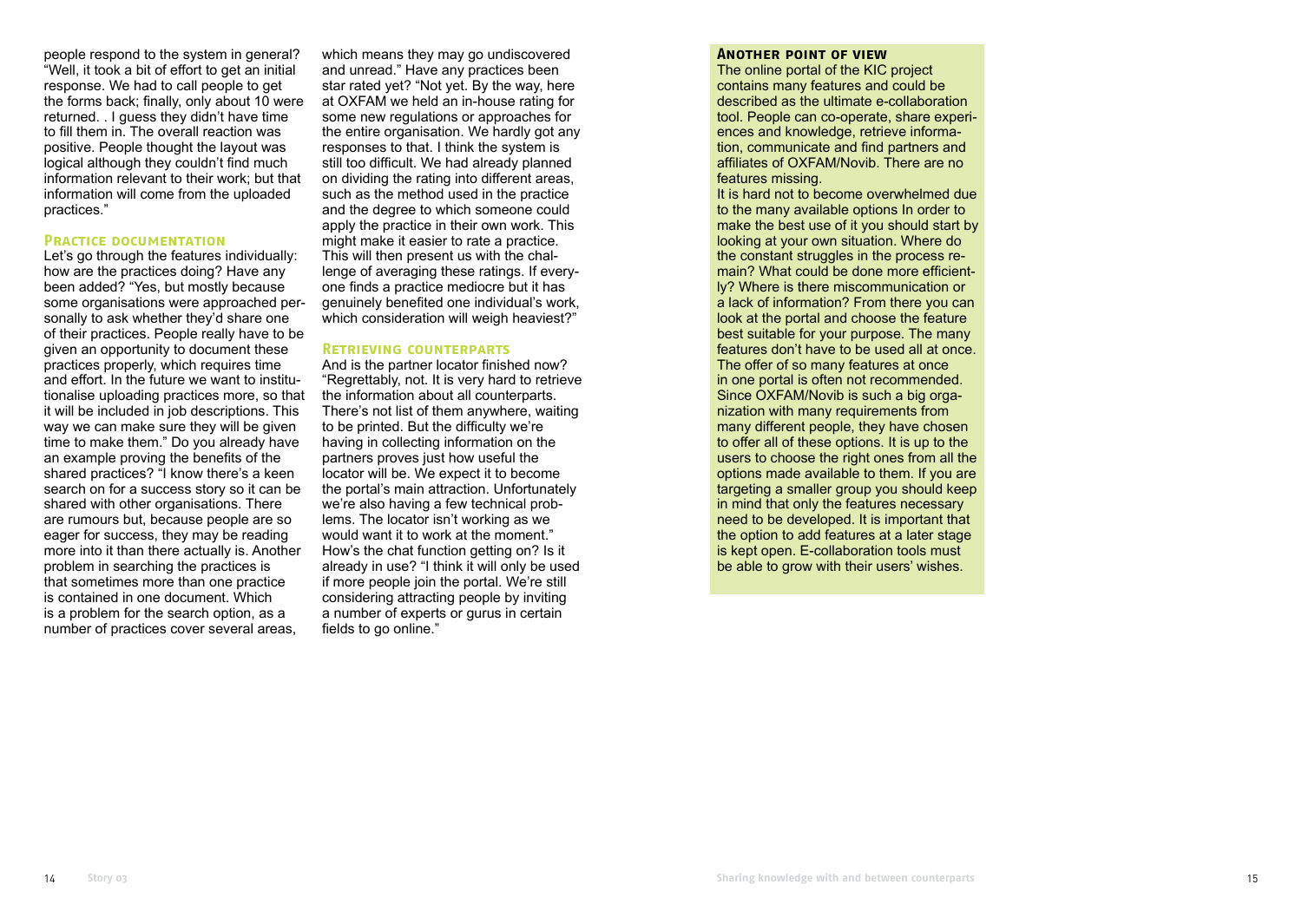people respond to the system in general? "Well, it took a bit of effort to get an initial response. We had to call people to get the forms back; finally, only about 10 were returned. . I guess they didn't have time to fill them in. The overall reaction was positive. People thought the layout was logical although they couldn't find much information relevant to their work; but that information will come from the uploaded practices."

### Practice documentation

Let's go through the features individually: how are the practices doing? Have any been added? "Yes, but mostly because some organisations were approached personally to ask whether they'd share one of their practices. People really have to be given an opportunity to document these practices properly, which requires time and effort. In the future we want to institutionalise uploading practices more, so that it will be included in job descriptions. This way we can make sure they will be given time to make them." Do you already have an example proving the benefits of the shared practices? "I know there's a keen search on for a success story so it can be shared with other organisations. There are rumours but, because people are so eager for success, they may be reading more into it than there actually is. Another problem in searching the practices is that sometimes more than one practice is contained in one document. Which is a problem for the search option, as a number of practices cover several areas, which means they may go undiscovered and unread." Have any practices been star rated yet? "Not yet. By the way, here at OXFAM we held an in-house rating for some new regulations or approaches for the entire organisation. We hardly got any responses to that. I think the system is still too difficult. We had already planned on dividing the rating into different areas, such as the method used in the practice and the degree to which someone could apply the practice in their own work. This might make it easier to rate a practice. This will then present us with the challenge of averaging these ratings. If everyone finds a practice mediocre but it has genuinely benefited one individual's work, which consideration will weigh heaviest?"

### Retrieving counterparts

And is the partner locator finished now? "Regrettably, not. It is very hard to retrieve the information about all counterparts. There's not list of them anywhere, waiting to be printed. But the difficulty we're having in collecting information on the partners proves just how useful the locator will be. We expect it to become the portal's main attraction. Unfortunately we're also having a few technical problems. The locator isn't working as we would want it to work at the moment." How's the chat function getting on? Is it already in use? "I think it will only be used if more people join the portal. We're still considering attracting people by inviting a number of experts or gurus in certain fields to go online."

### Another point of view

The online portal of the KIC project contains many features and could be described as the ultimate e-collaboration tool. People can co-operate, share experiences and knowledge, retrieve information, communicate and find partners and affiliates of OXFAM/Novib. There are no features missing.

It is hard not to become overwhelmed due to the many available options In order to make the best use of it you should start by looking at your own situation. Where do the constant struggles in the process remain? What could be done more efficiently? Where is there miscommunication or a lack of information? From there you can look at the portal and choose the feature best suitable for your purpose. The many features don't have to be used all at once. The offer of so many features at once in one portal is often not recommended. Since OXFAM/Novib is such a big organization with many requirements from many different people, they have chosen to offer all of these options. It is up to the users to choose the right ones from all the options made available to them. If you are targeting a smaller group you should keep in mind that only the features necessary need to be developed. It is important that the option to add features at a later stage is kept open. E-collaboration tools must be able to grow with their users' wishes.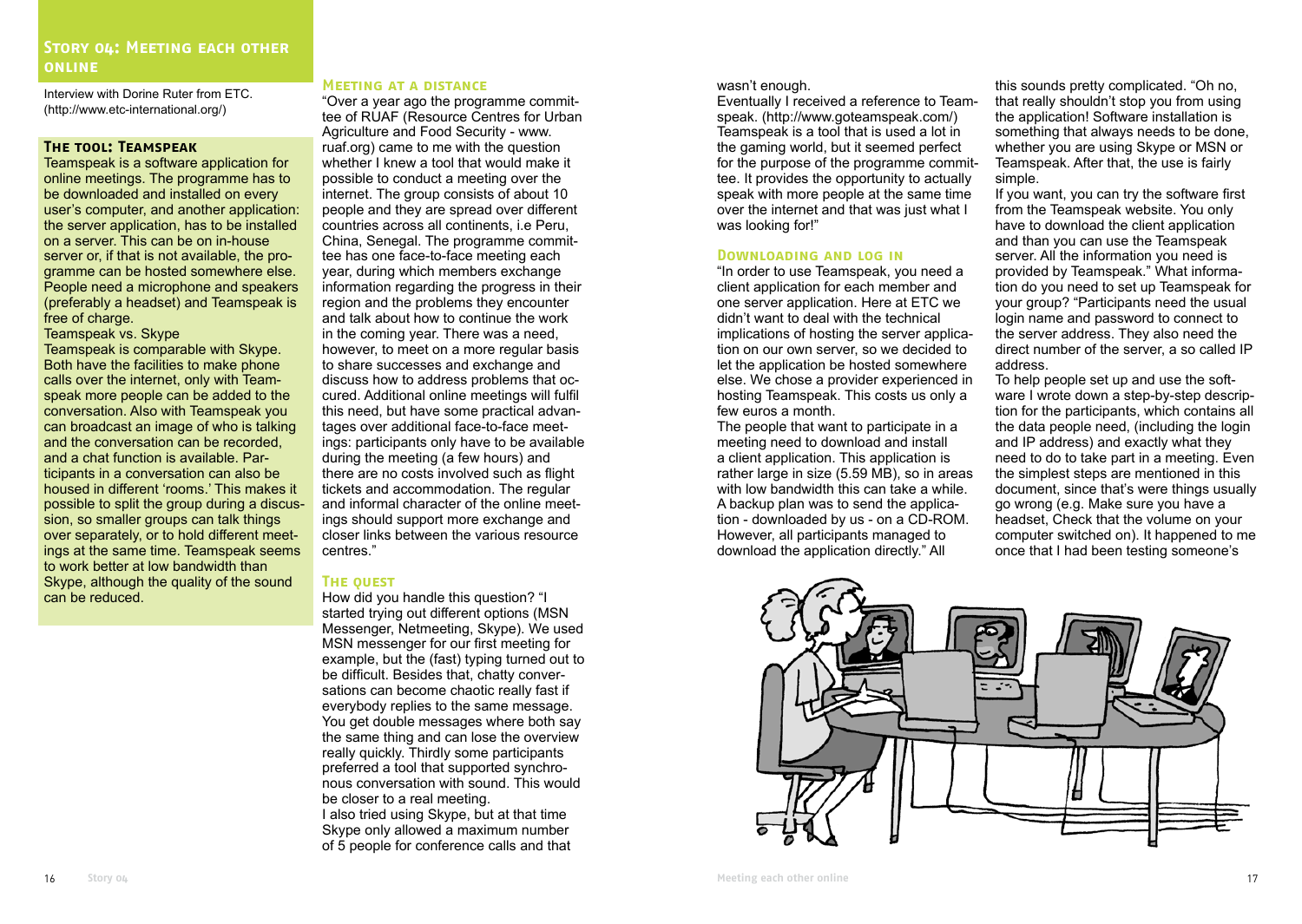## Story 04: Meeting each other online

Interview with Dorine Ruter from ETC. (http://www.etc-international.org/)

### The tool: Teamspeak

Teamspeak is a software application for online meetings. The programme has to be downloaded and installed on every user's computer, and another application: the server application, has to be installed on a server. This can be on in-house server or, if that is not available, the programme can be hosted somewhere else. People need a microphone and speakers (preferably a headset) and Teamspeak is free of charge.

Teamspeak vs. Skype

Teamspeak is comparable with Skype. Both have the facilities to make phone calls over the internet, only with Teamspeak more people can be added to the conversation. Also with Teamspeak you can broadcast an image of who is talking and the conversation can be recorded, and a chat function is available. Participants in a conversation can also be housed in different 'rooms.' This makes it possible to split the group during a discussion, so smaller groups can talk things over separately, or to hold different meetings at the same time. Teamspeak seems to work better at low bandwidth than Skype, although the quality of the sound can be reduced.

### Meeting at a distance

"Over a year ago the programme committee of RUAF (Resource Centres for Urban Agriculture and Food Security - www.ruaf.org) came to me with the question whether I knew a tool that would make it possible to conduct a meeting over the internet. The group consists of about 10 people and they are spread over different countries across all continents, i.e Peru, China, Senegal. The programme committee has one face-to-face meeting each year, during which members exchange information regarding the progress in their region and the problems they encounter and talk about how to continue the work in the coming year. There was a need, however, to meet on a more regular basis to share successes and exchange and discuss how to address problems that occured. Additional online meetings will fulfil this need, but have some practical advantages over additional face-to-face meetings: participants only have to be available during the meeting (a few hours) and there are no costs involved such as flight tickets and accommodation. The regular and informal character of the online meetings should support more exchange and closer links between the various resource centres."

### The quest

How did you handle this question? "I started trying out different options (MSN Messenger, Netmeeting, Skype). We used MSN messenger for our first meeting for example, but the (fast) typing turned out to be difficult. Besides that, chatty conversations can become chaotic really fast if everybody replies to the same message. You get double messages where both say the same thing and can lose the overview really quickly. Thirdly some participants preferred a tool that supported synchronous conversation with sound. This would be closer to a real meeting.

I also tried using Skype, but at that time Skype only allowed a maximum number of 5 people for conference calls and that wasn't enough.

Eventually I received a reference to Teamspeak. (http://www.goteamspeak.com/) Teamspeak is a tool that is used a lot in the gaming world, but it seemed perfect for the purpose of the programme committee. It provides the opportunity to actually speak with more people at the same time over the internet and that was just what I was looking for!"

### Downloading and log in

"In order to use Teamspeak, you need a client application for each member and one server application. Here at ETC we didn't want to deal with the technical implications of hosting the server application on our own server, so we decided to let the application be hosted somewhere else. We chose a provider experienced in hosting Teamspeak. This costs us only a few euros a month.

The people that want to participate in a meeting need to download and install a client application. This application is rather large in size (5.59 MB), so in areas with low bandwidth this can take a while. A backup plan was to send the application - downloaded by us - on a CD-ROM. However, all participants managed to download the application directly." All this sounds pretty complicated. "Oh no, that really shouldn't stop you from using the application! Software installation is something that always needs to be done, whether you are using Skype or MSN or Teamspeak. After that, the use is fairly simple.

If you want, you can try the software first from the Teamspeak website. You only have to download the client application and than you can use the Teamspeak server. All the information you need is provided by Teamspeak." What information do you need to set up Teamspeak for your group? "Participants need the usual login name and password to connect to the server address. They also need the direct number of the server, a so called IP address.

To help people set up and use the software I wrote down a step-by-step description for the participants, which contains all the data people need, (including the login and IP address) and exactly what they need to do to take part in a meeting. Even the simplest steps are mentioned in this document, since that's were things usually go wrong (e.g. Make sure you have a headset, Check that the volume on your computer switched on). It happened to me once that I had been testing someone's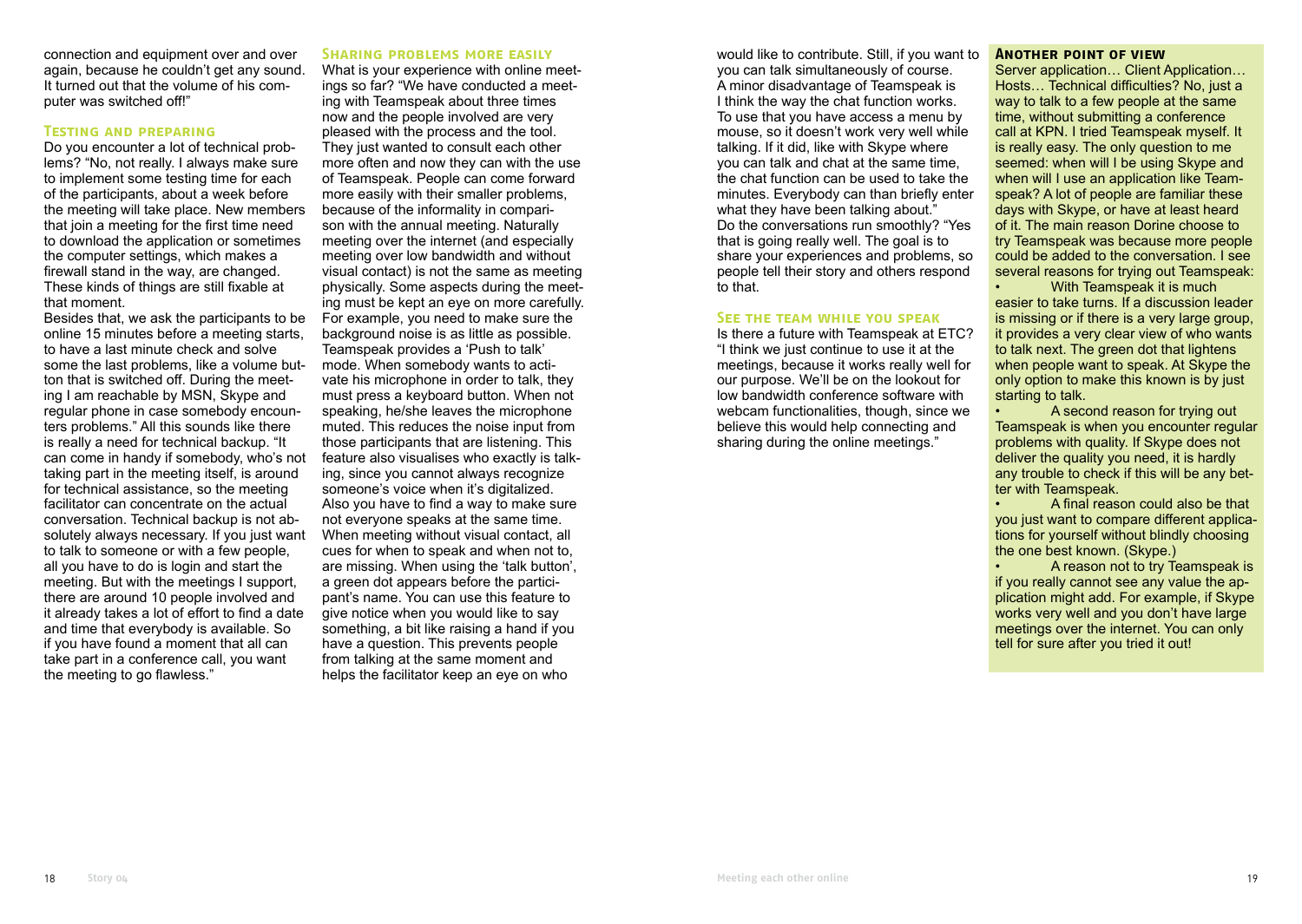connection and equipment over and over again, because he couldn't get any sound. It turned out that the volume of his computer was switched off!"

## Testing and preparing

Do you encounter a lot of technical problems? "No, not really. I always make sure to implement some testing time for each of the participants, about a week before the meeting will take place. New members that join a meeting for the first time need to download the application or sometimes the computer settings, which makes a firewall stand in the way, are changed. These kinds of things are still fixable at that moment.

Besides that, we ask the participants to be online 15 minutes before a meeting starts, to have a last minute check and solve some the last problems, like a volume button that is switched off. During the meeting I am reachable by MSN, Skype and regular phone in case somebody encounters problems." All this sounds like there is really a need for technical backup. "It can come in handy if somebody, who's not taking part in the meeting itself, is around for technical assistance, so the meeting facilitator can concentrate on the actual conversation. Technical backup is not absolutely always necessary. If you just want to talk to someone or with a few people, all you have to do is login and start the meeting. But with the meetings I support, there are around 10 people involved and it already takes a lot of effort to find a date and time that everybody is available. So if you have found a moment that all can take part in a conference call, you want the meeting to go flawless."

## Sharing problems more easily

What is your experience with online meetings so far? "We have conducted a meeting with Teamspeak about three times now and the people involved are very pleased with the process and the tool. They just wanted to consult each other more often and now they can with the use of Teamspeak. People can come forward more easily with their smaller problems, because of the informality in comparison with the annual meeting. Naturally meeting over the internet (and especially meeting over low bandwidth and without visual contact) is not the same as meeting physically. Some aspects during the meeting must be kept an eye on more carefully. For example, you need to make sure the background noise is as little as possible. Teamspeak provides a 'Push to talk' mode. When somebody wants to activate his microphone in order to talk, they must press a keyboard button. When not speaking, he/she leaves the microphone muted. This reduces the noise input from those participants that are listening. This feature also visualises who exactly is talking, since you cannot always recognize someone's voice when it's digitalized. Also you have to find a way to make sure not everyone speaks at the same time. When meeting without visual contact, all cues for when to speak and when not to, are missing. When using the 'talk button', a green dot appears before the participant's name. You can use this feature to give notice when you would like to say something, a bit like raising a hand if you have a question. This prevents people from talking at the same moment and helps the facilitator keep an eye on who would like to contribute. Still, if you want to you can talk simultaneously of course. A minor disadvantage of Teamspeak is I think the way the chat function works. To use that you have access a menu by mouse, so it doesn't work very well while talking. If it did, like with Skype where you can talk and chat at the same time, the chat function can be used to take the minutes. Everybody can than briefly enter what they have been talking about."

Do the conversations run smoothly? "Yes that is going really well. The goal is to share your experiences and problems, so people tell their story and others respond to that.

## See the team while you speak

Is there a future with Teamspeak at ETC? "I think we just continue to use it at the meetings, because it works really well for our purpose. We'll be on the lookout for low bandwidth conference software with webcam functionalities, though, since we believe this would help connecting and sharing during the online meetings."

## Another point of view

Server application… Client Application… Hosts… Technical difficulties? No, just a way to talk to a few people at the same time, without submitting a conference call at KPN. I tried Teamspeak myself. It is really easy. The only question to me seemed: when will I be using Skype and when will I use an application like Teamspeak? A lot of people are familiar these days with Skype, or have at least heard of it. The main reason Dorine choose to try Teamspeak was because more people could be added to the conversation. I see several reasons for trying out Teamspeak:

- With Teamspeak it is much easier to take turns. If a discussion leader is missing or if there is a very large group, it provides a very clear view of who wants to talk next. The green dot that lightens when people want to speak. At Skype the only option to make this known is by just starting to talk.
- A second reason for trying out Teamspeak is when you encounter regular problems with quality. If Skype does not deliver the quality you need, it is hardly any trouble to check if this will be any better with Teamspeak.
- A final reason could also be that you just want to compare different applications for yourself without blindly choosing the one best known. (Skype.)
- A reason not to try Teamspeak is if you really cannot see any value the application might add. For example, if Skype works very well and you don't have large meetings over the internet. You can only tell for sure after you tried it out!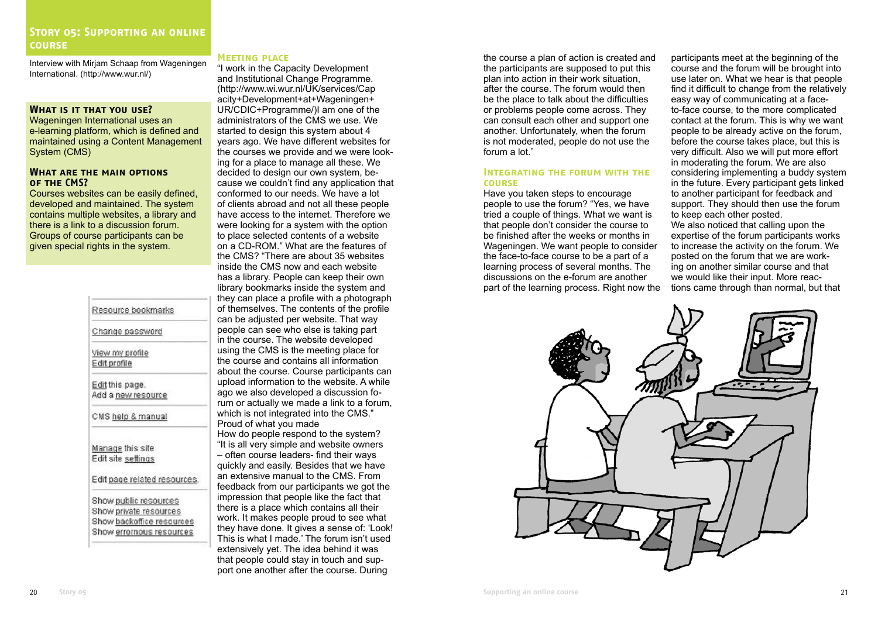## Story 05: Supporting an online course

Interview with Mirjam Schaap from Wageningen International. (http://www.wur.nl/)

### What is it that you use?

Wageningen International uses an e-learning platform, which is defined and maintained using a Content Management System (CMS)

### What are the main options of the CMS?

Courses websites can be easily defined, developed and maintained. The system contains multiple websites, a library and there is a link to a discussion forum. Groups of course participants can be given special rights in the system.

Resource bookmarks
Change password
View my profile
Edit profile
Edit this page.
Add a new resource
CMS help & manual
Manage this site
Edit site settings
Edit page related resources.
Show public resources
Show private resources
Show backoffice resources
Show erromous resources

### Meeting place

"I work in the Capacity Development and Institutional Change Programme. (http://www.wi.wur.nl/UK/services/Capacity+Development+at+Wageningen+UR/CDIC+Programme/)I am one of the administrators of the CMS we use. We started to design this system about 4 years ago. We have different websites for the courses we provide and we were looking for a place to manage all these. We decided to design our own system, because we couldn't find any application that conformed to our needs. We have a lot of clients abroad and not all these people have access to the internet. Therefore we were looking for a system with the option to place selected contents of a website on a CD-ROM." What are the features of the CMS? "There are about 35 websites inside the CMS now and each website has a library. People can keep their own library bookmarks inside the system and they can place a profile with a photograph of themselves. The contents of the profile can be adjusted per website. That way people can see who else is taking part in the course. The website developed using the CMS is the meeting place for the course and contains all information about the course. Course participants can upload information to the website. A while ago we also developed a discussion forum or actually we made a link to a forum, which is not integrated into the CMS."

Proud of what you made

How do people respond to the system? "It is all very simple and website owners – often course leaders- find their ways quickly and easily. Besides that we have an extensive manual to the CMS. From feedback from our participants we got the impression that people like the fact that there is a place which contains all their work. It makes people proud to see what they have done. It gives a sense of: 'Look! This is what I made.' The forum isn't used extensively yet. The idea behind it was that people could stay in touch and support one another after the course. During the course a plan of action is created and the participants are supposed to put this plan into action in their work situation, after the course. The forum would then be the place to talk about the difficulties or problems people come across. They can consult each other and support one another. Unfortunately, when the forum is not moderated, people do not use the forum a lot."

### Integrating the forum with the course

Have you taken steps to encourage people to use the forum? "Yes, we have tried a couple of things. What we want is that people don't consider the course to be finished after the weeks or months in Wageningen. We want people to consider the face-to-face course to be a part of a learning process of several months. The discussions on the e-forum are another part of the learning process. Right now the participants meet at the beginning of the course and the forum will be brought into use later on. What we hear is that people find it difficult to change from the relatively easy way of communicating at a face-to-face course, to the more complicated contact at the forum. This is why we want people to be already active on the forum, before the course takes place, but this is very difficult. Also we will put more effort in moderating the forum. We are also considering implementing a buddy system in the future. Every participant gets linked to another participant for feedback and support. They should then use the forum to keep each other posted.

We also noticed that calling upon the expertise of the forum participants works to increase the activity on the forum. We posted on the forum that we are working on another similar course and that we would like their input. More reactions came through than normal, but that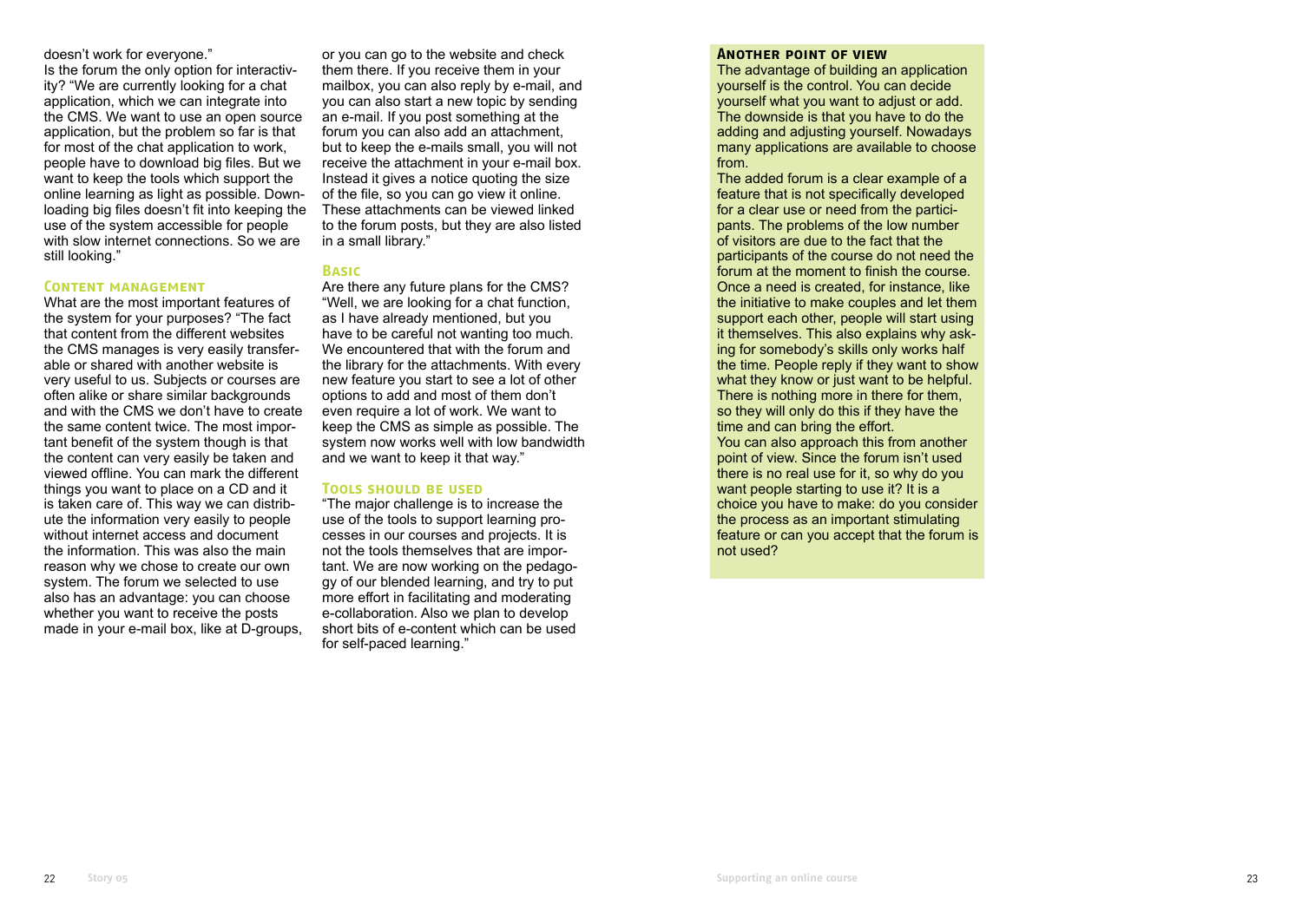doesn't work for everyone."

Is the forum the only option for interactivity? "We are currently looking for a chat application, which we can integrate into the CMS. We want to use an open source application, but the problem so far is that for most of the chat application to work, people have to download big files. But we want to keep the tools which support the online learning as light as possible. Downloading big files doesn't fit into keeping the use of the system accessible for people with slow internet connections. So we are still looking."

### Content management

What are the most important features of the system for your purposes? "The fact that content from the different websites the CMS manages is very easily transferable or shared with another website is very useful to us. Subjects or courses are often alike or share similar backgrounds and with the CMS we don't have to create the same content twice. The most important benefit of the system though is that the content can very easily be taken and viewed offline. You can mark the different things you want to place on a CD and it is taken care of. This way we can distribute the information very easily to people without internet access and document the information. This was also the main reason why we chose to create our own system. The forum we selected to use also has an advantage: you can choose whether you want to receive the posts made in your e-mail box, like at D-groups, or you can go to the website and check them there. If you receive them in your mailbox, you can also reply by e-mail, and you can also start a new topic by sending an e-mail. If you post something at the forum you can also add an attachment, but to keep the e-mails small, you will not receive the attachment in your e-mail box. Instead it gives a notice quoting the size of the file, so you can go view it online. These attachments can be viewed linked to the forum posts, but they are also listed in a small library."

### Basic

Are there any future plans for the CMS? "Well, we are looking for a chat function, as I have already mentioned, but you have to be careful not wanting too much. We encountered that with the forum and the library for the attachments. With every new feature you start to see a lot of other options to add and most of them don't even require a lot of work. We want to keep the CMS as simple as possible. The system now works well with low bandwidth and we want to keep it that way."

### Tools should be used

"The major challenge is to increase the use of the tools to support learning processes in our courses and projects. It is not the tools themselves that are important. We are now working on the pedagogy of our blended learning, and try to put more effort in facilitating and moderating e-collaboration. Also we plan to develop short bits of e-content which can be used for self-paced learning."

### Another point of view

The advantage of building an application yourself is the control. You can decide yourself what you want to adjust or add. The downside is that you have to do the adding and adjusting yourself. Nowadays many applications are available to choose from.

The added forum is a clear example of a feature that is not specifically developed for a clear use or need from the participants. The problems of the low number of visitors are due to the fact that the participants of the course do not need the forum at the moment to finish the course. Once a need is created, for instance, like the initiative to make couples and let them support each other, people will start using it themselves. This also explains why asking for somebody's skills only works half the time. People reply if they want to show what they know or just want to be helpful. There is nothing more in there for them, so they will only do this if they have the time and can bring the effort.

You can also approach this from another point of view. Since the forum isn't used there is no real use for it, so why do you want people starting to use it? It is a choice you have to make: do you consider the process as an important stimulating feature or can you accept that the forum is not used?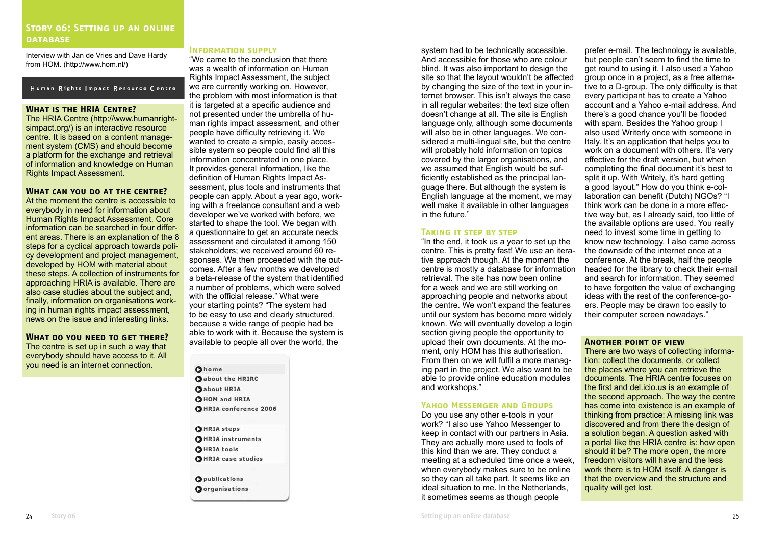## Story 06: Setting up an online database

Interview with Jan de Vries and Dave Hardy from HOM. (http://www.hom.nl/)

Human Rights Impact Resource Centre

### What is the HRIA Centre?

The HRIA Centre (http://www.humanrightsimpact.org/) is an interactive resource centre. It is based on a content management system (CMS) and should become a platform for the exchange and retrieval of information and knowledge on Human Rights Impact Assessment.

### What can you do at the centre?

At the moment the centre is accessible to everybody in need for information about Human Rights Impact Assessment. Core information can be searched in four different areas. There is an explanation of the 8 steps for a cyclical approach towards policy development and project management, developed by HOM with material about these steps. A collection of instruments for approaching HRIA is available. There are also case studies about the subject and, finally, information on organisations working in human rights impact assessment, news on the issue and interesting links.

### What do you need to get there?

The centre is set up in such a way that everybody should have access to it. All you need is an internet connection.

### Information supply

"We came to the conclusion that there was a wealth of information on Human Rights Impact Assessment, the subject we are currently working on. However, the problem with most information is that it is targeted at a specific audience and not presented under the umbrella of human rights impact assessment, and other people have difficulty retrieving it. We wanted to create a simple, easily accessible system so people could find all this information concentrated in one place. It provides general information, like the definition of Human Rights Impact Assessment, plus tools and instruments that people can apply. About a year ago, working with a freelance consultant and a web developer we've worked with before, we started to shape the tool. We began with a questionnaire to get an accurate needs assessment and circulated it among 150 stakeholders; we received around 60 responses. We then proceeded with the outcomes. After a few months we developed a beta-release of the system that identified a number of problems, which were solved with the official release." What were your starting points? "The system had to be easy to use and clearly structured, because a wide range of people had be able to work with it. Because the system is available to people all over the world, the system had to be technically accessible. And accessible for those who are colour blind. It was also important to design the site so that the layout wouldn't be affected by changing the size of the text in your internet browser. This isn't always the case in all regular websites: the text size often doesn't change at all. The site is English language only, although some documents will also be in other languages. We considered a multi-lingual site, but the centre will probably hold information on topics covered by the larger organisations, and we assumed that English would be sufficiently established as the principal language there. But although the system is English language at the moment, we may well make it available in other languages in the future."

- home
- about the HRIRC
- about HRIA
- HOM and HRIA
- HRIA conference 2006
- HRIA steps
- HRIA instruments
- HRIA tools
- HRIA case studies
- publications
- organisations

### Taking it step by step

"In the end, it took us a year to set up the centre. This is pretty fast! We use an iterative approach though. At the moment the centre is mostly a database for information retrieval. The site has now been online for a week and we are still working on approaching people and networks about the centre. We won't expand the features until our system has become more widely known. We will eventually develop a login section giving people the opportunity to upload their own documents. At the moment, only HOM has this authorisation. From then on we will fulfil a more managing part in the project. We also want to be able to provide online education modules and workshops."

### Yahoo Messenger and Groups

Do you use any other e-tools in your work? "I also use Yahoo Messenger to keep in contact with our partners in Asia. They are actually more used to tools of this kind than we are. They conduct a meeting at a scheduled time once a week, when everybody makes sure to be online so they can all take part. It seems like an ideal situation to me. In the Netherlands, it sometimes seems as though people prefer e-mail. The technology is available, but people can't seem to find the time to get round to using it. I also used a Yahoo group once in a project, as a free alternative to a D-group. The only difficulty is that every participant has to create a Yahoo account and a Yahoo e-mail address. And there's a good chance you'll be flooded with spam. Besides the Yahoo group I also used Writerly once with someone in Italy. It's an application that helps you to work on a document with others. It's very effective for the draft version, but when completing the final document it's best to split it up. With Writely, it's hard getting a good layout." How do you think e-collaboration can benefit (Dutch) NGOs? "I think work can be done in a more effective way but, as I already said, too little of the available options are used. You really need to invest some time in getting to know new technology. I also came across the downside of the internet once at a conference. At the break, half the people headed for the library to check their e-mail and search for information. They seemed to have forgotten the value of exchanging ideas with the rest of the conference-goers. People may be drawn too easily to their computer screen nowadays."

### Another point of view

There are two ways of collecting information: collect the documents, or collect the places where you can retrieve the documents. The HRIA centre focuses on the first and del.icio.us is an example of the second approach. The way the centre has come into existence is an example of thinking from practice: A missing link was discovered and from there the design of a solution began. A question asked with a portal like the HRIA centre is: how open should it be? The more open, the more freedom visitors will have and the less work there is to HOM itself. A danger is that the overview and the structure and quality will get lost.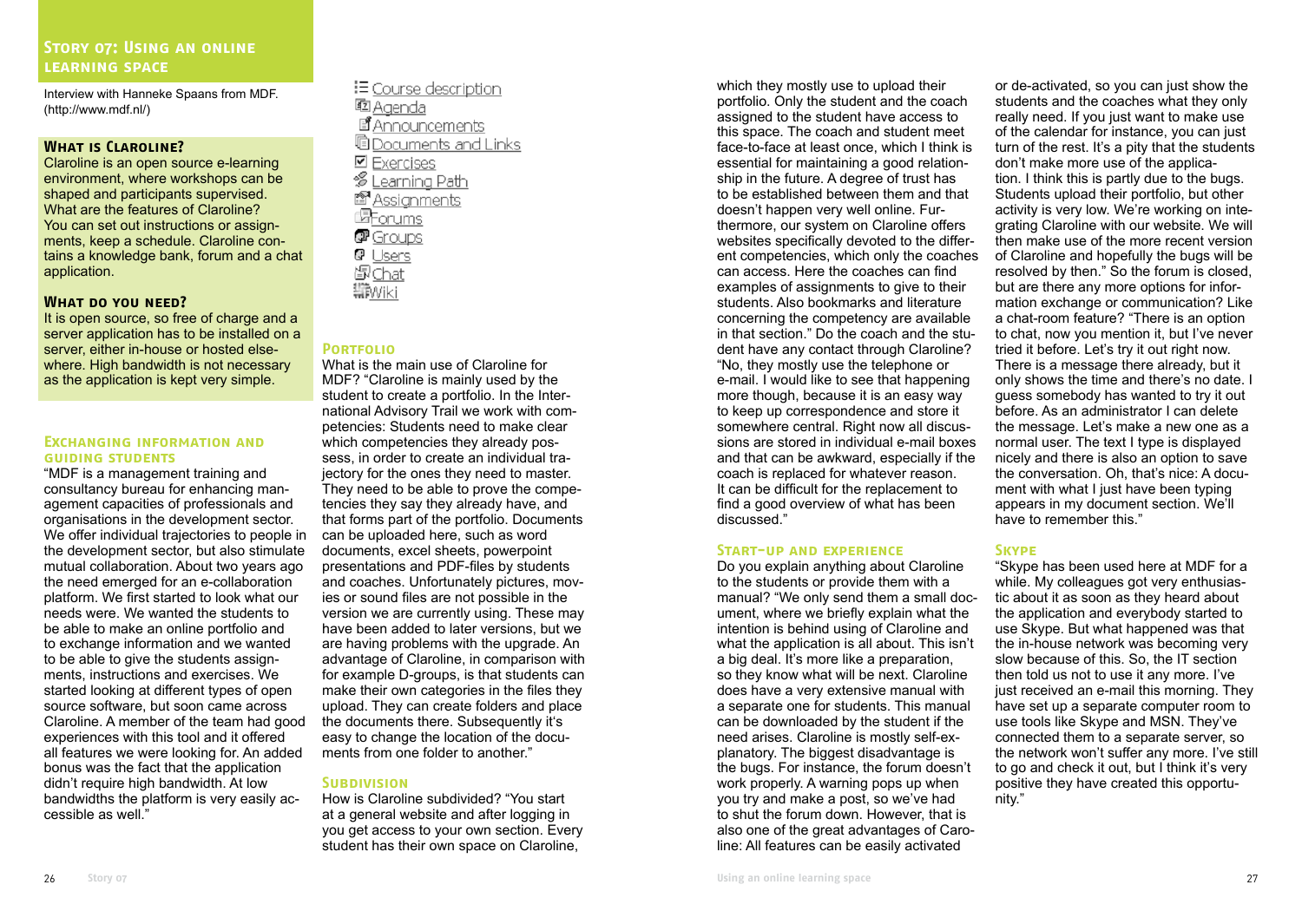## Story 07: Using an online learning space

Interview with Hanneke Spaans from MDF. (http://www.mdf.nl/)

### What is Claroline?

Claroline is an open source e-learning environment, where workshops can be shaped and participants supervised. What are the features of Claroline? You can set out instructions or assignments, keep a schedule. Claroline contains a knowledge bank, forum and a chat application.

### What do you need?

It is open source, so free of charge and a server application has to be installed on a server, either in-house or hosted elsewhere. High bandwidth is not necessary as the application is kept very simple.

### Exchanging information and guiding students

"MDF is a management training and consultancy bureau for enhancing management capacities of professionals and organisations in the development sector. We offer individual trajectories to people in the development sector, but also stimulate mutual collaboration. About two years ago the need emerged for an e-collaboration platform. We first started to look what our needs were. We wanted the students to be able to make an online portfolio and to exchange information and we wanted to be able to give the students assignments, instructions and exercises. We started looking at different types of open source software, but soon came across Claroline. A member of the team had good experiences with this tool and it offered all features we were looking for. An added bonus was the fact that the application didn't require high bandwidth. At low bandwidths the platform is very easily accessible as well."

- Course description
- Agenda
- Announcements
- Documents and Links
- Exercises
- Learning Path
- Assignments
- Forums
- Groups
- Users
- Chat
- Wiki

### Portfolio

What is the main use of Claroline for MDF? "Claroline is mainly used by the student to create a portfolio. In the International Advisory Trail we work with competencies: Students need to make clear which competencies they already possess, in order to create an individual trajectory for the ones they need to master. They need to be able to prove the competencies they say they already have, and that forms part of the portfolio. Documents can be uploaded here, such as word documents, excel sheets, powerpoint presentations and PDF-files by students and coaches. Unfortunately pictures, movies or sound files are not possible in the version we are currently using. These may have been added to later versions, but we are having problems with the upgrade. An advantage of Claroline, in comparison with for example D-groups, is that students can make their own categories in the files they upload. They can create folders and place the documents there. Subsequently it's easy to change the location of the documents from one folder to another."

### Subdivision

How is Claroline subdivided? "You start at a general website and after logging in you get access to your own section. Every student has their own space on Claroline, which they mostly use to upload their portfolio. Only the student and the coach assigned to the student have access to this space. The coach and student meet face-to-face at least once, which I think is essential for maintaining a good relationship in the future. A degree of trust has to be established between them and that doesn't happen very well online. Furthermore, our system on Claroline offers websites specifically devoted to the different competencies, which only the coaches can access. Here the coaches can find examples of assignments to give to their students. Also bookmarks and literature concerning the competency are available in that section." Do the coach and the student have any contact through Claroline? "No, they mostly use the telephone or e-mail. I would like to see that happening more though, because it is an easy way to keep up correspondence and store it somewhere central. Right now all discussions are stored in individual e-mail boxes and that can be awkward, especially if the coach is replaced for whatever reason. It can be difficult for the replacement to find a good overview of what has been discussed."

### Start-up and experience

Do you explain anything about Claroline to the students or provide them with a manual? "We only send them a small document, where we briefly explain what the intention is behind using of Claroline and what the application is all about. This isn't a big deal. It's more like a preparation, so they know what will be next. Claroline does have a very extensive manual with a separate one for students. This manual can be downloaded by the student if the need arises. Claroline is mostly self-explanatory. The biggest disadvantage is the bugs. For instance, the forum doesn't work properly. A warning pops up when you try and make a post, so we've had to shut the forum down. However, that is also one of the great advantages of Claroline: All features can be easily activated or de-activated, so you can just show the students and the coaches what they only really need. If you just want to make use of the calendar for instance, you can just turn of the rest. It's a pity that the students don't make more use of the application. I think this is partly due to the bugs. Students upload their portfolio, but other activity is very low. We're working on integrating Claroline with our website. We will then make use of the more recent version of Claroline and hopefully the bugs will be resolved by then." So the forum is closed, but are there any more options for information exchange or communication? Like a chat-room feature? "There is an option to chat, now you mention it, but I've never tried it before. Let's try it out right now. There is a message there already, but it only shows the time and there's no date. I guess somebody has wanted to try it out before. As an administrator I can delete the message. Let's make a new one as a normal user. The text I type is displayed nicely and there is also an option to save the conversation. Oh, that's nice: A document with what I just have been typing appears in my document section. We'll have to remember this."

### Skype

"Skype has been used here at MDF for a while. My colleagues got very enthusiastic about it as soon as they heard about the application and everybody started to use Skype. But what happened was that the in-house network was becoming very slow because of this. So, the IT section then told us not to use it any more. I've just received an e-mail this morning. They have set up a separate computer room to use tools like Skype and MSN. They've connected them to a separate server, so the network won't suffer any more. I've still to go and check it out, but I think it's very positive they have created this opportunity."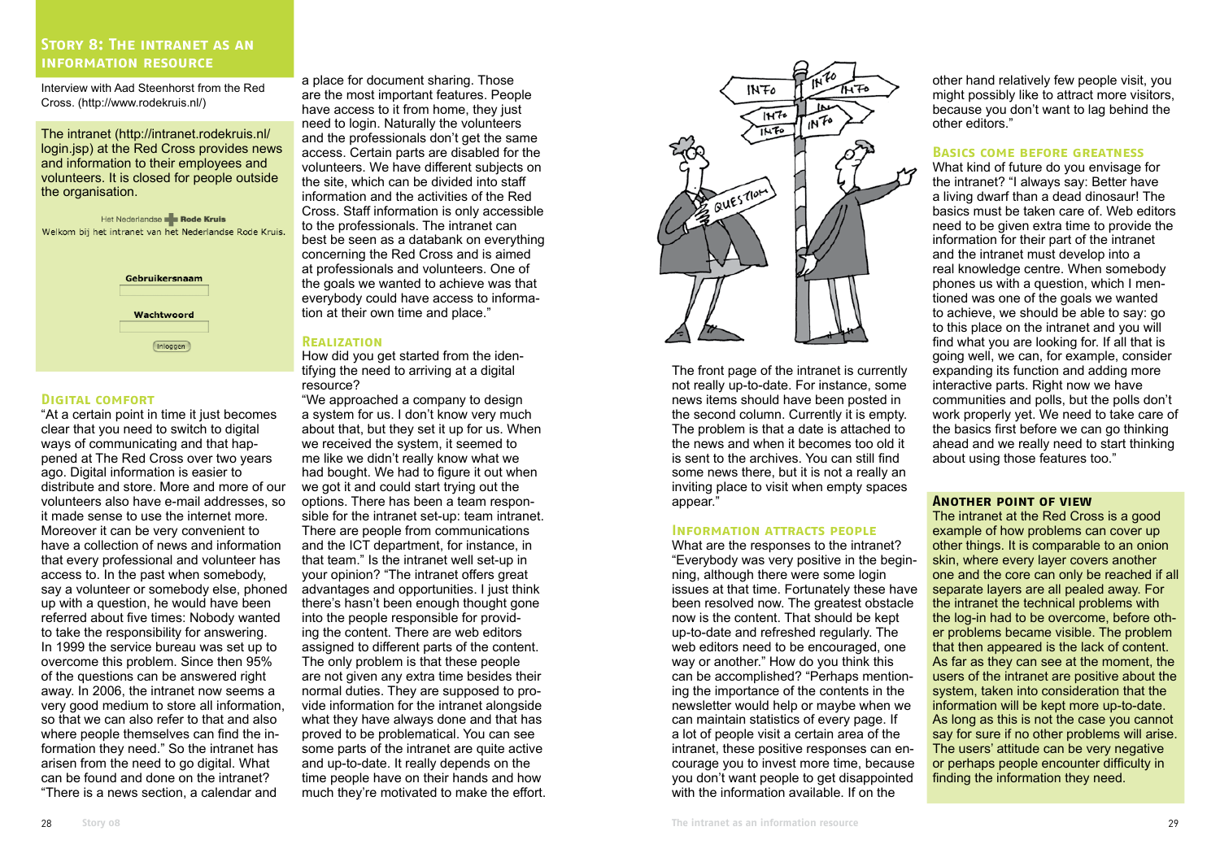## Story 8: The intranet as an information resource

Interview with Aad Steenhorst from the Red Cross. (http://www.rodekruis.nl/)

The intranet (http://intranet.rodekruis.nl/login.jsp) at the Red Cross provides news and information to their employees and volunteers. It is closed for people outside the organisation.

Het Nederlandse Rode Kruis
Welkom bij het intranet van het Nederlandse Rode Kruis.

Gebruikersnaam

Wachtwoord

Inloggen

### Digital comfort

"At a certain point in time it just becomes clear that you need to switch to digital ways of communicating and that happened at The Red Cross over two years ago. Digital information is easier to distribute and store. More and more of our volunteers also have e-mail addresses, so it made sense to use the internet more. Moreover it can be very convenient to have a collection of news and information that every professional and volunteer has access to. In the past when somebody, say a volunteer or somebody else, phoned up with a question, he would have been referred about five times: Nobody wanted to take the responsibility for answering. In 1999 the service bureau was set up to overcome this problem. Since then 95% of the questions can be answered right away. In 2006, the intranet now seems a very good medium to store all information, so that we can also refer to that and also where people themselves can find the information they need." So the intranet has arisen from the need to go digital. What can be found and done on the intranet? "There is a news section, a calendar and a place for document sharing. Those are the most important features. People have access to it from home, they just need to login. Naturally the volunteers and the professionals don't get the same access. Certain parts are disabled for the volunteers. We have different subjects on the site, which can be divided into staff information and the activities of the Red Cross. Staff information is only accessible to the professionals. The intranet can best be seen as a databank on everything concerning the Red Cross and is aimed at professionals and volunteers. One of the goals we wanted to achieve was that everybody could have access to information at their own time and place."

### Realization

How did you get started from the identifying the need to arriving at a digital resource?

"We approached a company to design a system for us. I don't know very much about that, but they set it up for us. When we received the system, it seemed to me like we didn't really know what we had bought. We had to figure it out when we got it and could start trying out the options. There has been a team responsible for the intranet set-up: team intranet. There are people from communications and the ICT department, for instance, in that team." Is the intranet well set-up in your opinion? "The intranet offers great advantages and opportunities. I just think there's hasn't been enough thought gone into the people responsible for providing the content. There are web editors assigned to different parts of the content. The only problem is that these people are not given any extra time besides their normal duties. They are supposed to provide information for the intranet alongside what they have always done and that has proved to be problematical. You can see some parts of the intranet are quite active and up-to-date. It really depends on the time people have on their hands and how much they're motivated to make the effort.

The front page of the intranet is currently not really up-to-date. For instance, some news items should have been posted in the second column. Currently it is empty. The problem is that a date is attached to the news and when it becomes too old it is sent to the archives. You can still find some news there, but it is not a really an inviting place to visit when empty spaces appear."

### Information attracts people

What are the responses to the intranet? "Everybody was very positive in the beginning, although there were some login issues at that time. Fortunately these have been resolved now. The greatest obstacle now is the content. That should be kept up-to-date and refreshed regularly. The web editors need to be encouraged, one way or another." How do you think this can be accomplished? "Perhaps mentioning the importance of the contents in the newsletter would help or maybe when we can maintain statistics of every page. If a lot of people visit a certain area of the intranet, these positive responses can encourage you to invest more time, because you don't want people to get disappointed with the information available. If on the other hand relatively few people visit, you might possibly like to attract more visitors, because you don't want to lag behind the other editors."

### Basics come before greatness

What kind of future do you envisage for the intranet? "I always say: Better have a living dwarf than a dead dinosaur! The basics must be taken care of. Web editors need to be given extra time to provide the information for their part of the intranet and the intranet must develop into a real knowledge centre. When somebody phones us with a question, which I mentioned was one of the goals we wanted to achieve, we should be able to say: go to this place on the intranet and you will find what you are looking for. If all that is going well, we can, for example, consider expanding its function and adding more interactive parts. Right now we have communities and polls, but the polls don't work properly yet. We need to take care of the basics first before we can go thinking ahead and we really need to start thinking about using those features too."

### Another point of view

The intranet at the Red Cross is a good example of how problems can cover up other things. It is comparable to an onion skin, where every layer covers another one and the core can only be reached if all separate layers are all pealed away. For the intranet the technical problems with the log-in had to be overcome, before other problems became visible. The problem that then appeared is the lack of content. As far as they can see at the moment, the users of the intranet are positive about the system, taken into consideration that the information will be kept more up-to-date. As long as this is not the case you cannot say for sure if no other problems will arise. The users' attitude can be very negative or perhaps people encounter difficulty in finding the information they need.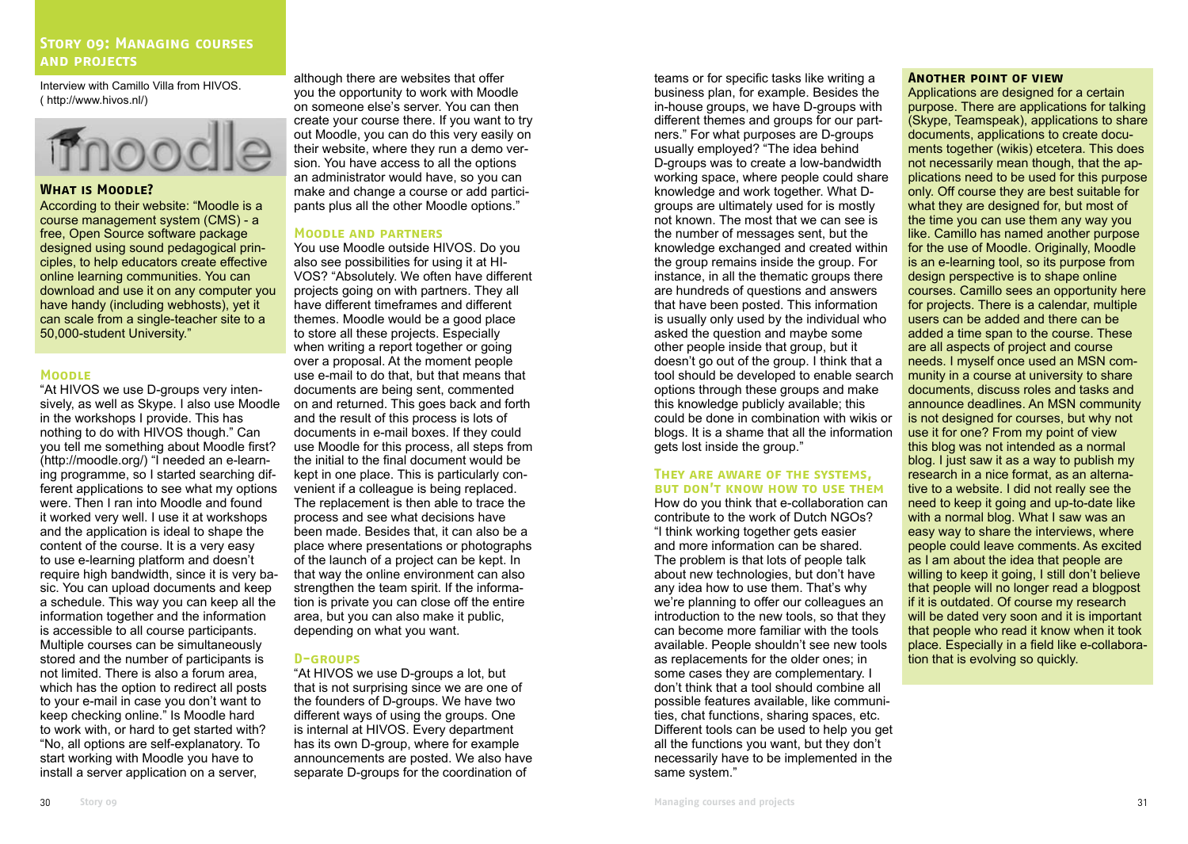## Story 09: Managing courses and projects

Interview with Camillo Villa from HIVOS. ( http://www.hivos.nl/)

### What is Moodle?

According to their website: "Moodle is a course management system (CMS) - a free, Open Source software package designed using sound pedagogical principles, to help educators create effective online learning communities. You can download and use it on any computer you have handy (including webhosts), yet it can scale from a single-teacher site to a 50,000-student University."

### Moodle

"At HIVOS we use D-groups very intensively, as well as Skype. I also use Moodle in the workshops I provide. This has nothing to do with HIVOS though." Can you tell me something about Moodle first? (http://moodle.org/) "I needed an e-learning programme, so I started searching different applications to see what my options were. Then I ran into Moodle and found it worked very well. I use it at workshops and the application is ideal to shape the content of the course. It is a very easy to use e-learning platform and doesn't require high bandwidth, since it is very basic. You can upload documents and keep a schedule. This way you can keep all the information together and the information is accessible to all course participants. Multiple courses can be simultaneously stored and the number of participants is not limited. There is also a forum area, which has the option to redirect all posts to your e-mail in case you don't want to keep checking online." Is Moodle hard to work with, or hard to get started with? "No, all options are self-explanatory. To start working with Moodle you have to install a server application on a server, although there are websites that offer you the opportunity to work with Moodle on someone else's server. You can then create your course there. If you want to try out Moodle, you can do this very easily on their website, where they run a demo version. You have access to all the options an administrator would have, so you can make and change a course or add participants plus all the other Moodle options."

### Moodle and partners

You use Moodle outside HIVOS. Do you also see possibilities for using it at HIVOS? "Absolutely. We often have different projects going on with partners. They all have different timeframes and different themes. Moodle would be a good place to store all these projects. Especially when writing a report together or going over a proposal. At the moment people use e-mail to do that, but that means that documents are being sent, commented on and returned. This goes back and forth and the result of this process is lots of documents in e-mail boxes. If they could use Moodle for this process, all steps from the initial to the final document would be kept in one place. This is particularly convenient if a colleague is being replaced. The replacement is then able to trace the process and see what decisions have been made. Besides that, it can also be a place where presentations or photographs of the launch of a project can be kept. In that way the online environment can also strengthen the team spirit. If the information is private you can close off the entire area, but you can also make it public, depending on what you want.

### D-groups

"At HIVOS we use D-groups a lot, but that is not surprising since we are one of the founders of D-groups. We have two different ways of using the groups. One is internal at HIVOS. Every department has its own D-group, where for example announcements are posted. We also have separate D-groups for the coordination of teams or for specific tasks like writing a business plan, for example. Besides the in-house groups, we have D-groups with different themes and groups for our partners." For what purposes are D-groups usually employed? "The idea behind D-groups was to create a low-bandwidth working space, where people could share knowledge and work together. What D-groups are ultimately used for is mostly not known. The most that we can see is the number of messages sent, but the knowledge exchanged and created within the group remains inside the group. For instance, in all the thematic groups there are hundreds of questions and answers that have been posted. This information is usually only used by the individual who asked the question and maybe some other people inside that group, but it doesn't go out of the group. I think that a tool should be developed to enable search options through these groups and make this knowledge publicly available; this could be done in combination with wikis or blogs. It is a shame that all the information gets lost inside the group."

### They are aware of the systems, but don't know how to use them

How do you think that e-collaboration can contribute to the work of Dutch NGOs? "I think working together gets easier and more information can be shared. The problem is that lots of people talk about new technologies, but don't have any idea how to use them. That's why we're planning to offer our colleagues an introduction to the new tools, so that they can become more familiar with the tools available. People shouldn't see new tools as replacements for the older ones; in some cases they are complementary. I don't think that a tool should combine all possible features available, like communities, chat functions, sharing spaces, etc. Different tools can be used to help you get all the functions you want, but they don't necessarily have to be implemented in the same system."

### Another point of view

Applications are designed for a certain purpose. There are applications for talking (Skype, Teamspeak), applications to share documents, applications to create documents together (wikis) etcetera. This does not necessarily mean though, that the applications need to be used for this purpose only. Off course they are best suitable for what they are designed for, but most of the time you can use them any way you like. Camillo has named another purpose for the use of Moodle. Originally, Moodle is an e-learning tool, so its purpose from design perspective is to shape online courses. Camillo sees an opportunity here for projects. There is a calendar, multiple users can be added and there can be added a time span to the course. These are all aspects of project and course needs. I myself once used an MSN community in a course at university to share documents, discuss roles and tasks and announce deadlines. An MSN community is not designed for courses, but why not use it for one? From my point of view this blog was not intended as a normal blog. I just saw it as a way to publish my research in a nice format, as an alternative to a website. I did not really see the need to keep it going and up-to-date like with a normal blog. What I saw was an easy way to share the interviews, where people could leave comments. As excited as I am about the idea that people are willing to keep it going, I still don't believe that people will no longer read a blogpost if it is outdated. Of course my research will be dated very soon and it is important that people who read it know when it took place. Especially in a field like e-collaboration that is evolving so quickly.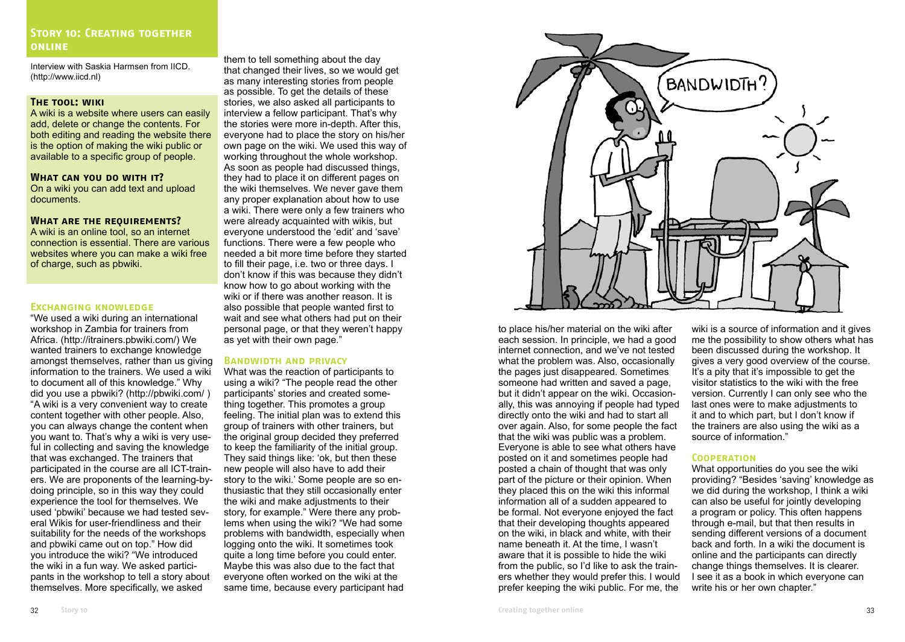## Story 10: Creating together online

Interview with Saskia Harmsen from IICD. (http://www.iicd.nl)

### The tool: wiki

A wiki is a website where users can easily add, delete or change the contents. For both editing and reading the website there is the option of making the wiki public or available to a specific group of people.

### What can you do with it?

On a wiki you can add text and upload documents.

### What are the requirements?

A wiki is an online tool, so an internet connection is essential. There are various websites where you can make a wiki free of charge, such as pbwiki.

### Exchanging knowledge

"We used a wiki during an international workshop in Zambia for trainers from Africa. (http://itrainers.pbwiki.com/) We wanted trainers to exchange knowledge amongst themselves, rather than us giving information to the trainers. We used a wiki to document all of this knowledge." Why did you use a pbwiki? (http://pbwiki.com/ ) "A wiki is a very convenient way to create content together with other people. Also, you can always change the content when you want to. That's why a wiki is very useful in collecting and saving the knowledge that was exchanged. The trainers that participated in the course are all ICT-trainers. We are proponents of the learning-by-doing principle, so in this way they could experience the tool for themselves. We used 'pbwiki' because we had tested several Wikis for user-friendliness and their suitability for the needs of the workshops and pbwiki came out on top." How did you introduce the wiki? "We introduced the wiki in a fun way. We asked participants in the workshop to tell a story about themselves. More specifically, we asked them to tell something about the day that changed their lives, so we would get as many interesting stories from people as possible. To get the details of these stories, we also asked all participants to interview a fellow participant. That's why the stories were more in-depth. After this, everyone had to place the story on his/her own page on the wiki. We used this way of working throughout the whole workshop. As soon as people had discussed things, they had to place it on different pages on the wiki themselves. We never gave them any proper explanation about how to use a wiki. There were only a few trainers who were already acquainted with wikis, but everyone understood the 'edit' and 'save' functions. There were a few people who needed a bit more time before they started to fill their page, i.e. two or three days. I don't know if this was because they didn't know how to go about working with the wiki or if there was another reason. It is also possible that people wanted first to wait and see what others had put on their personal page, or that they weren't happy as yet with their own page."

### Bandwidth and privacy

What was the reaction of participants to using a wiki? "The people read the other participants' stories and created something together. This promotes a group feeling. The initial plan was to extend this group of trainers with other trainers, but the original group decided they preferred to keep the familiarity of the initial group. They said things like: 'ok, but then these new people will also have to add their story to the wiki.' Some people are so enthusiastic that they still occasionally enter the wiki and make adjustments to their story, for example." Were there any problems when using the wiki? "We had some problems with bandwidth, especially when logging onto the wiki. It sometimes took quite a long time before you could enter. Maybe this was also due to the fact that everyone often worked on the wiki at the same time, because every participant had to place his/her material on the wiki after each session. In principle, we had a good internet connection, and we've not tested what the problem was. Also, occasionally the pages just disappeared. Sometimes someone had written and saved a page, but it didn't appear on the wiki. Occasionally, this was annoying if people had typed directly onto the wiki and had to start all over again. Also, for some people the fact that the wiki was public was a problem. Everyone is able to see what others have posted on it and sometimes people had posted a chain of thought that was only part of the picture or their opinion. When they placed this on the wiki this informal information all of a sudden appeared to be formal. Not everyone enjoyed the fact that their developing thoughts appeared on the wiki, in black and white, with their name beneath it. At the time, I wasn't aware that it is possible to hide the wiki from the public, so I'd like to ask the trainers whether they would prefer this. I would prefer keeping the wiki public. For me, the wiki is a source of information and it gives me the possibility to show others what has been discussed during the workshop. It gives a very good overview of the course. It's a pity that it's impossible to get the visitor statistics to the wiki with the free version. Currently I can only see who the last ones were to make adjustments to it and to which part, but I don't know if the trainers are also using the wiki as a source of information."

### Cooperation

What opportunities do you see the wiki providing? "Besides 'saving' knowledge as we did during the workshop, I think a wiki can also be useful for jointly developing a program or policy. This often happens through e-mail, but that then results in sending different versions of a document back and forth. In a wiki the document is online and the participants can directly change things themselves. It is clearer. I see it as a book in which everyone can write his or her own chapter."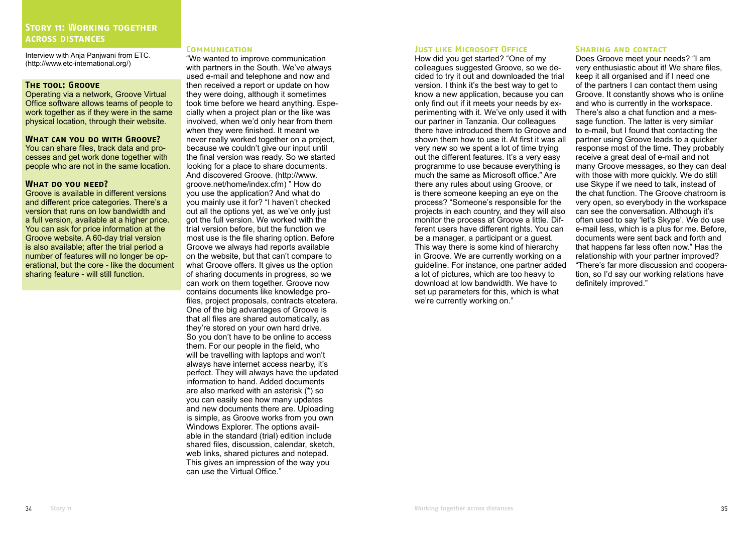# Story 11: Working together across distances

Interview with Anja Panjwani from ETC. (http://www.etc-international.org/)

### The tool: Groove

Operating via a network, Groove Virtual Office software allows teams of people to work together as if they were in the same physical location, through their website.

### What can you do with Groove?

You can share files, track data and processes and get work done together with people who are not in the same location.

### What do you need?

Groove is available in different versions and different price categories. There's a version that runs on low bandwidth and a full version, available at a higher price. You can ask for price information at the Groove website. A 60-day trial version is also available; after the trial period a number of features will no longer be operational, but the core - like the document sharing feature - will still function.

## Communication

"We wanted to improve communication with partners in the South. We've always used e-mail and telephone and now and then received a report or update on how they were doing, although it sometimes took time before we heard anything. Especially when a project plan or the like was involved, when we'd only hear from them when they were finished. It meant we never really worked together on a project, because we couldn't give our input until the final version was ready. So we started looking for a place to share documents. And discovered Groove. (http://www.groove.net/home/index.cfm) " How do you use the application? And what do you mainly use it for? "I haven't checked out all the options yet, as we've only just got the full version. We worked with the trial version before, but the function we most use is the file sharing option. Before Groove we always had reports available on the website, but that can't compare to what Groove offers. It gives us the option of sharing documents in progress, so we can work on them together. Groove now contains documents like knowledge profiles, project proposals, contracts etcetera. One of the big advantages of Groove is that all files are shared automatically, as they're stored on your own hard drive. So you don't have to be online to access them. For our people in the field, who will be travelling with laptops and won't always have internet access nearby, it's perfect. They will always have the updated information to hand. Added documents are also marked with an asterisk (*) so you can easily see how many updates and new documents there are. Uploading is simple, as Groove works from you own Windows Explorer. The options available in the standard (trial) edition include shared files, discussion, calendar, sketch, web links, shared pictures and notepad. This gives an impression of the way you can use the Virtual Office."

## Just like Microsoft Office

How did you get started? "One of my colleagues suggested Groove, so we decided to try it out and downloaded the trial version. I think it's the best way to get to know a new application, because you can only find out if it meets your needs by experimenting with it. We've only used it with our partner in Tanzania. Our colleagues there have introduced them to Groove and shown them how to use it. At first it was all very new so we spent a lot of time trying out the different features. It's a very easy programme to use because everything is much the same as Microsoft office." Are there any rules about using Groove, or is there someone keeping an eye on the process? "Someone's responsible for the projects in each country, and they will also monitor the process at Groove a little. Different users have different rights. You can be a manager, a participant or a guest. This way there is some kind of hierarchy in Groove. We are currently working on a guideline. For instance, one partner added a lot of pictures, which are too heavy to download at low bandwidth. We have to set up parameters for this, which is what we're currently working on."

## Sharing and contact

Does Groove meet your needs? "I am very enthusiastic about it! We share files, keep it all organised and if I need one of the partners I can contact them using Groove. It constantly shows who is online and who is currently in the workspace. There's also a chat function and a message function. The latter is very similar to e-mail, but I found that contacting the partner using Groove leads to a quicker response most of the time. They probably receive a great deal of e-mail and not many Groove messages, so they can deal with those with more quickly. We do still use Skype if we need to talk, instead of the chat function. The Groove chatroom is very open, so everybody in the workspace can see the conversation. Although it's often used to say 'let's Skype'. We do use e-mail less, which is a plus for me. Before, documents were sent back and forth and that happens far less often now." Has the relationship with your partner improved? "There's far more discussion and cooperation, so I'd say our working relations have definitely improved."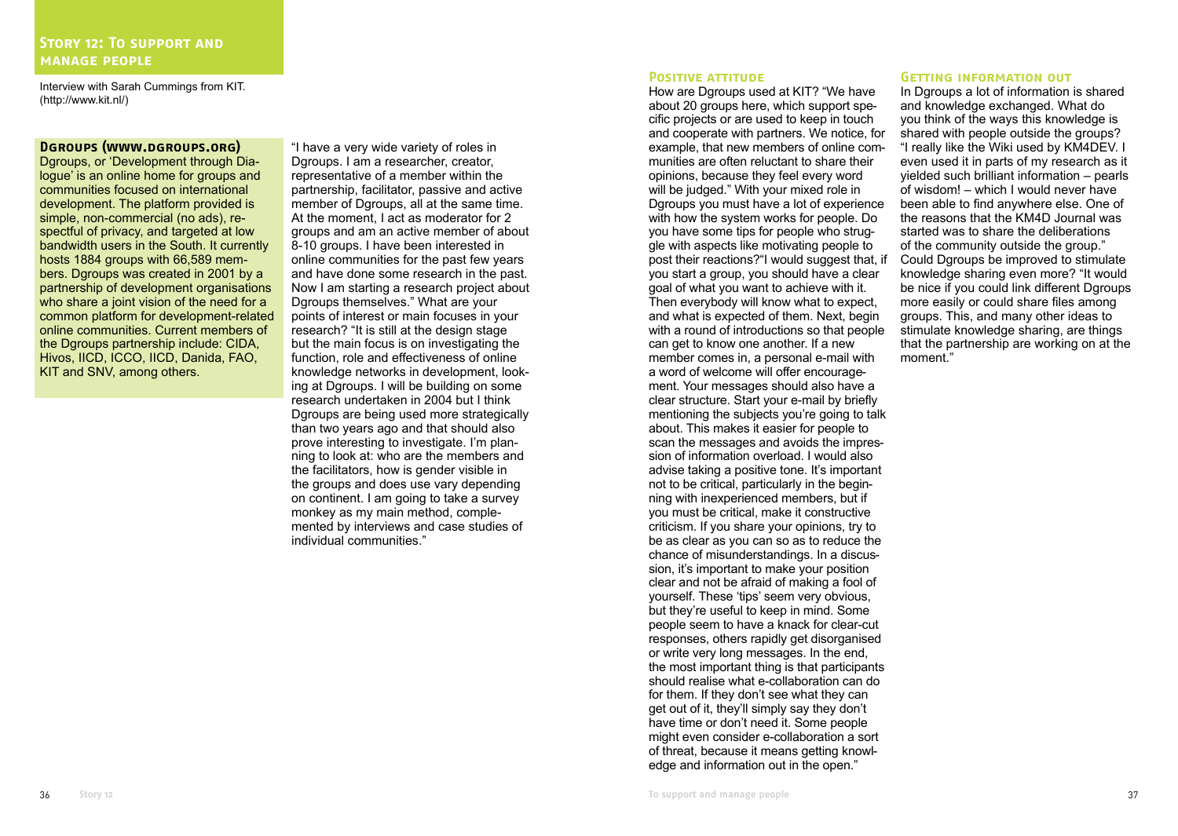## Story 12: To support and manage people

Interview with Sarah Cummings from KIT. (http://www.kit.nl/)

### Dgroups (www.dgroups.org)

Dgroups, or 'Development through Dialogue' is an online home for groups and communities focused on international development. The platform provided is simple, non-commercial (no ads), respectful of privacy, and targeted at low bandwidth users in the South. It currently hosts 1884 groups with 66,589 members. Dgroups was created in 2001 by a partnership of development organisations who share a joint vision of the need for a common platform for development-related online communities. Current members of the Dgroups partnership include: CIDA, Hivos, IICD, ICCO, IICD, Danida, FAO, KIT and SNV, among others.

"I have a very wide variety of roles in Dgroups. I am a researcher, creator, representative of a member within the partnership, facilitator, passive and active member of Dgroups, all at the same time. At the moment, I act as moderator for 2 groups and am an active member of about 8-10 groups. I have been interested in online communities for the past few years and have done some research in the past. Now I am starting a research project about Dgroups themselves." What are your points of interest or main focuses in your research? "It is still at the design stage but the main focus is on investigating the function, role and effectiveness of online knowledge networks in development, looking at Dgroups. I will be building on some research undertaken in 2004 but I think Dgroups are being used more strategically than two years ago and that should also prove interesting to investigate. I'm planning to look at: who are the members and the facilitators, how is gender visible in the groups and does use vary depending on continent. I am going to take a survey monkey as my main method, complemented by interviews and case studies of individual communities."

### Positive attitude

How are Dgroups used at KIT? "We have about 20 groups here, which support specific projects or are used to keep in touch and cooperate with partners. We notice, for example, that new members of online communities are often reluctant to share their opinions, because they feel every word will be judged." With your mixed role in Dgroups you must have a lot of experience with how the system works for people. Do you have some tips for people who struggle with aspects like motivating people to post their reactions?"I would suggest that, if you start a group, you should have a clear goal of what you want to achieve with it. Then everybody will know what to expect, and what is expected of them. Next, begin with a round of introductions so that people can get to know one another. If a new member comes in, a personal e-mail with a word of welcome will offer encouragement. Your messages should also have a clear structure. Start your e-mail by briefly mentioning the subjects you're going to talk about. This makes it easier for people to scan the messages and avoids the impression of information overload. I would also advise taking a positive tone. It's important not to be critical, particularly in the beginning with inexperienced members, but if you must be critical, make it constructive criticism. If you share your opinions, try to be as clear as you can so as to reduce the chance of misunderstandings. In a discussion, it's important to make your position clear and not be afraid of making a fool of yourself. These 'tips' seem very obvious, but they're useful to keep in mind. Some people seem to have a knack for clear-cut responses, others rapidly get disorganised or write very long messages. In the end, the most important thing is that participants should realise what e-collaboration can do for them. If they don't see what they can get out of it, they'll simply say they don't have time or don't need it. Some people might even consider e-collaboration a sort of threat, because it means getting knowledge and information out in the open."

### Getting information out

In Dgroups a lot of information is shared and knowledge exchanged. What do you think of the ways this knowledge is shared with people outside the groups? "I really like the Wiki used by KM4DEV. I even used it in parts of my research as it yielded such brilliant information – pearls of wisdom! – which I would never have been able to find anywhere else. One of the reasons that the KM4D Journal was started was to share the deliberations of the community outside the group." Could Dgroups be improved to stimulate knowledge sharing even more? "It would be nice if you could link different Dgroups more easily or could share files among groups. This, and many other ideas to stimulate knowledge sharing, are things that the partnership are working on at the moment."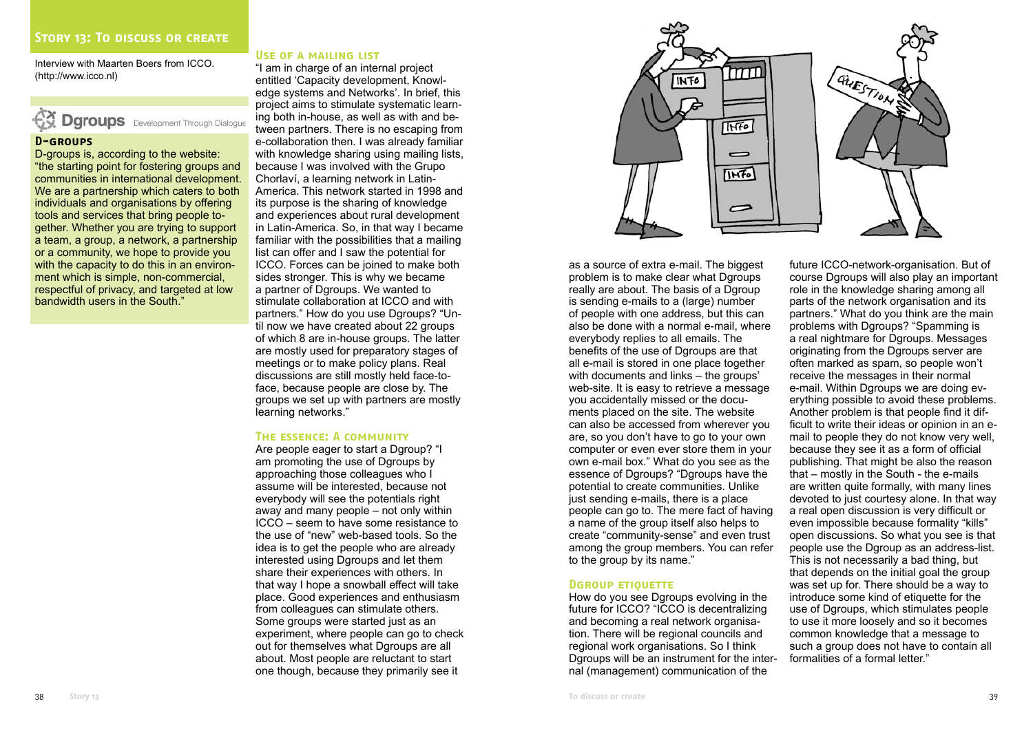## Story 13: To discuss or create

Interview with Maarten Boers from ICCO.
(http://www.icco.nl)

Dgroups Development Through Dialogue

### D-groups

D-groups is, according to the website: "the starting point for fostering groups and communities in international development. We are a partnership which caters to both individuals and organisations by offering tools and services that bring people together. Whether you are trying to support a team, a group, a network, a partnership or a community, we hope to provide you with the capacity to do this in an environment which is simple, non-commercial, respectful of privacy, and targeted at low bandwidth users in the South."

### Use of a mailing list

"I am in charge of an internal project entitled 'Capacity development, Knowledge systems and Networks'. In brief, this project aims to stimulate systematic learning both in-house, as well as with and between partners. There is no escaping from e-collaboration then. I was already familiar with knowledge sharing using mailing lists, because I was involved with the Grupo Chorlaví, a learning network in Latin-America. This network started in 1998 and its purpose is the sharing of knowledge and experiences about rural development in Latin-America. So, in that way I became familiar with the possibilities that a mailing list can offer and I saw the potential for ICCO. Forces can be joined to make both sides stronger. This is why we became a partner of Dgroups. We wanted to stimulate collaboration at ICCO and with partners." How do you use Dgroups? "Until now we have created about 22 groups of which 8 are in-house groups. The latter are mostly used for preparatory stages of meetings or to make policy plans. Real discussions are still mostly held face-to-face, because people are close by. The groups we set up with partners are mostly learning networks."

### The essence: A community

Are people eager to start a Dgroup? "I am promoting the use of Dgroups by approaching those colleagues who I assume will be interested, because not everybody will see the potentials right away and many people – not only within ICCO – seem to have some resistance to the use of "new" web-based tools. So the idea is to get the people who are already interested using Dgroups and let them share their experiences with others. In that way I hope a snowball effect will take place. Good experiences and enthusiasm from colleagues can stimulate others. Some groups were started just as an experiment, where people can go to check out for themselves what Dgroups are all about. Most people are reluctant to start one though, because they primarily see it as a source of extra e-mail. The biggest problem is to make clear what Dgroups really are about. The basis of a Dgroup is sending e-mails to a (large) number of people with one address, but this can also be done with a normal e-mail, where everybody replies to all emails. The benefits of the use of Dgroups are that all e-mail is stored in one place together with documents and links – the groups' web-site. It is easy to retrieve a message you accidentally missed or the documents placed on the site. The website can also be accessed from wherever you are, so you don't have to go to your own computer or even ever store them in your own e-mail box." What do you see as the essence of Dgroups? "Dgroups have the potential to create communities. Unlike just sending e-mails, there is a place people can go to. The mere fact of having a name of the group itself also helps to create "community-sense" and even trust among the group members. You can refer to the group by its name."

### Dgroup etiquette

How do you see Dgroups evolving in the future for ICCO? "ICCO is decentralizing and becoming a real network organisation. There will be regional councils and regional work organisations. So I think Dgroups will be an instrument for the internal (management) communication of the future ICCO-network-organisation. But of course Dgroups will also play an important role in the knowledge sharing among all parts of the network organisation and its partners." What do you think are the main problems with Dgroups? "Spamming is a real nightmare for Dgroups. Messages originating from the Dgroups server are often marked as spam, so people won't receive the messages in their normal e-mail. Within Dgroups we are doing everything possible to avoid these problems. Another problem is that people find it difficult to write their ideas or opinion in an e-mail to people they do not know very well, because they see it as a form of official publishing. That might be also the reason that – mostly in the South - the e-mails are written quite formally, with many lines devoted to just courtesy alone. In that way a real open discussion is very difficult or even impossible because formality "kills" open discussions. So what you see is that people use the Dgroup as an address-list. This is not necessarily a bad thing, but that depends on the initial goal the group was set up for. There should be a way to introduce some kind of etiquette for the use of Dgroups, which stimulates people to use it more loosely and so it becomes common knowledge that a message to such a group does not have to contain all formalities of a formal letter."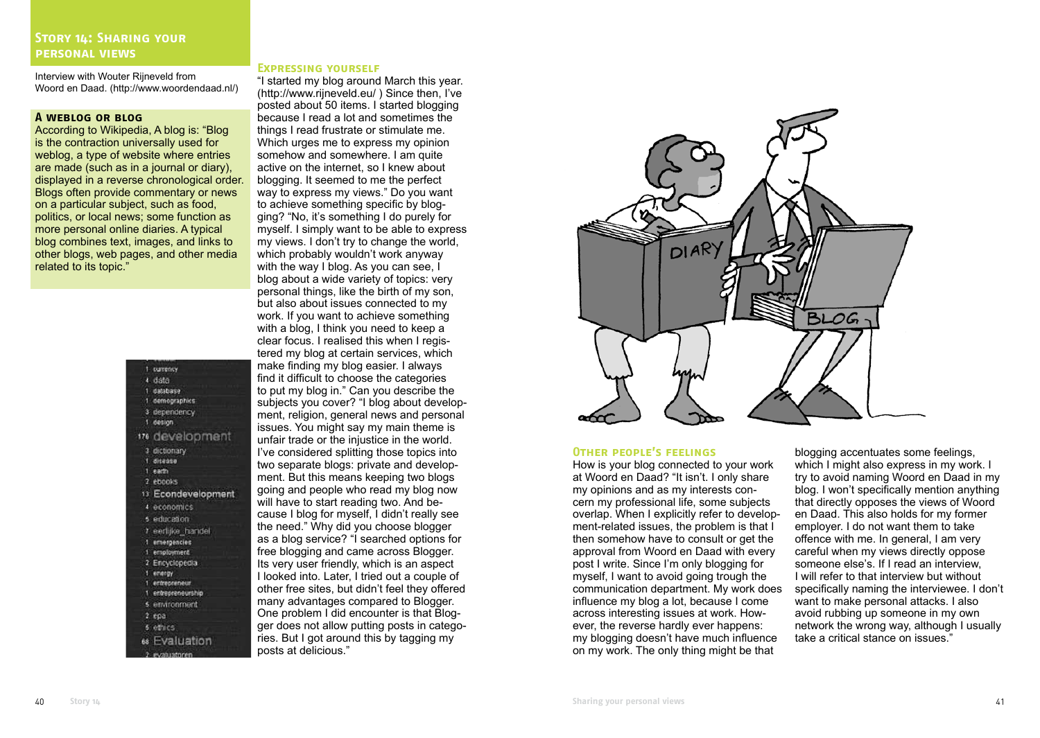## Story 14: Sharing your personal views

Interview with Wouter Rijneveld from Woord en Daad. (http://www.woordendaad.nl/)

### A weblog or blog

According to Wikipedia, A blog is: "Blog is the contraction universally used for weblog, a type of website where entries are made (such as in a journal or diary), displayed in a reverse chronological order. Blogs often provide commentary or news on a particular subject, such as food, politics, or local news; some function as more personal online diaries. A typical blog combines text, images, and links to other blogs, web pages, and other media related to its topic."

### Expressing yourself

"I started my blog around March this year. (http://www.rijneveld.eu/ ) Since then, I've posted about 50 items. I started blogging because I read a lot and sometimes the things I read frustrate or stimulate me. Which urges me to express my opinion somehow and somewhere. I am quite active on the internet, so I knew about blogging. It seemed to me the perfect way to express my views." Do you want to achieve something specific by blogging? "No, it's something I do purely for myself. I simply want to be able to express my views. I don't try to change the world, which probably wouldn't work anyway with the way I blog. As you can see, I blog about a wide variety of topics: very personal things, like the birth of my son, but also about issues connected to my work. If you want to achieve something with a blog, I think you need to keep a clear focus. I realised this when I registered my blog at certain services, which make finding my blog easier. I always find it difficult to choose the categories to put my blog in." Can you describe the subjects you cover? "I blog about development, religion, general news and personal issues. You might say my main theme is unfair trade or the injustice in the world. I've considered splitting those topics into two separate blogs: private and development. But this means keeping two blogs going and people who read my blog now will have to start reading two. And because I blog for myself, I didn't really see the need." Why did you choose blogger as a blog service? "I searched options for free blogging and came across Blogger. Its very user friendly, which is an aspect I looked into. Later, I tried out a couple of other free sites, but didn't feel they offered many advantages compared to Blogger. One problem I did encounter is that Blogger does not allow putting posts in categories. But I got around this by tagging my posts at delicious."

### Other people's feelings

How is your blog connected to your work at Woord en Daad? "It isn't. I only share my opinions and as my interests concern my professional life, some subjects overlap. When I explicitly refer to development-related issues, the problem is that I then somehow have to consult or get the approval from Woord en Daad with every post I write. Since I'm only blogging for myself, I want to avoid going trough the communication department. My work does influence my blog a lot, because I come across interesting issues at work. However, the reverse hardly ever happens: my blogging doesn't have much influence on my work. The only thing might be that blogging accentuates some feelings, which I might also express in my work. I try to avoid naming Woord en Daad in my blog. I won't specifically mention anything that directly opposes the views of Woord en Daad. This also holds for my former employer. I do not want them to take offence with me. In general, I am very careful when my views directly oppose someone else's. If I read an interview, I will refer to that interview but without specifically naming the interviewee. I don't want to make personal attacks. I also avoid rubbing up someone in my own network the wrong way, although I usually take a critical stance on issues."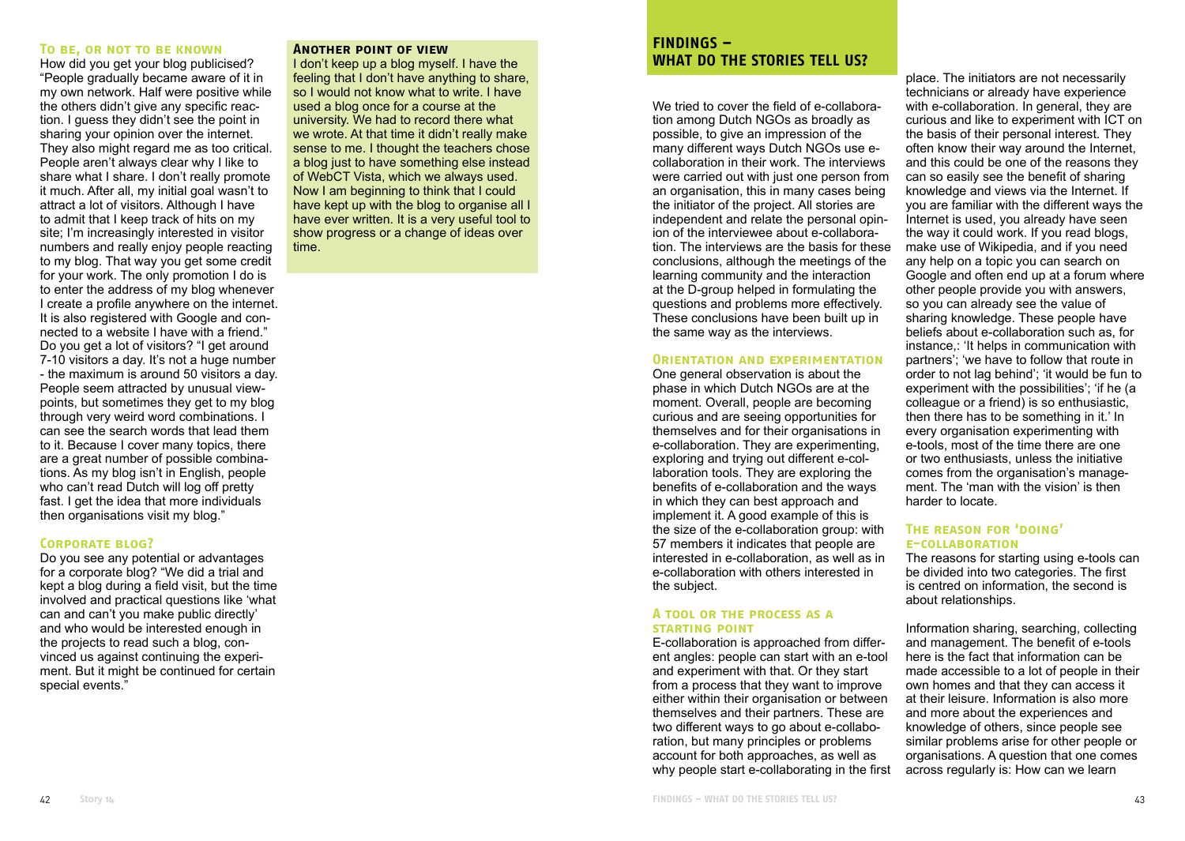### To be, or not to be known

How did you get your blog publicised? "People gradually became aware of it in my own network. Half were positive while the others didn't give any specific reaction. I guess they didn't see the point in sharing your opinion over the internet. They also might regard me as too critical. People aren't always clear why I like to share what I share. I don't really promote it much. After all, my initial goal wasn't to attract a lot of visitors. Although I have to admit that I keep track of hits on my site; I'm increasingly interested in visitor numbers and really enjoy people reacting to my blog. That way you get some credit for your work. The only promotion I do is to enter the address of my blog whenever I create a profile anywhere on the internet. It is also registered with Google and connected to a website I have with a friend." Do you get a lot of visitors? "I get around 7-10 visitors a day. It's not a huge number - the maximum is around 50 visitors a day. People seem attracted by unusual viewpoints, but sometimes they get to my blog through very weird word combinations. I can see the search words that lead them to it. Because I cover many topics, there are a great number of possible combinations. As my blog isn't in English, people who can't read Dutch will log off pretty fast. I get the idea that more individuals then organisations visit my blog."

### Corporate blog?

Do you see any potential or advantages for a corporate blog? "We did a trial and kept a blog during a field visit, but the time involved and practical questions like 'what can and can't you make public directly' and who would be interested enough in the projects to read such a blog, convinced us against continuing the experiment. But it might be continued for certain special events."

### Another point of view

I don't keep up a blog myself. I have the feeling that I don't have anything to share, so I would not know what to write. I have used a blog once for a course at the university. We had to record there what we wrote. At that time it didn't really make sense to me. I thought the teachers chose a blog just to have something else instead of WebCT Vista, which we always used. Now I am beginning to think that I could have kept up with the blog to organise all I have ever written. It is a very useful tool to show progress or a change of ideas over time.

## Findings – What do the stories tell us?

We tried to cover the field of e-collaboration among Dutch NGOs as broadly as possible, to give an impression of the many different ways Dutch NGOs use e-collaboration in their work. The interviews were carried out with just one person from an organisation, this in many cases being the initiator of the project. All stories are independent and relate the personal opinion of the interviewee about e-collaboration. The interviews are the basis for these conclusions, although the meetings of the learning community and the interaction at the D-group helped in formulating the questions and problems more effectively. These conclusions have been built up in the same way as the interviews.

### Orientation and experimentation

One general observation is about the phase in which Dutch NGOs are at the moment. Overall, people are becoming curious and are seeing opportunities for themselves and for their organisations in e-collaboration. They are experimenting, exploring and trying out different e-collaboration tools. They are exploring the benefits of e-collaboration and the ways in which they can best approach and implement it. A good example of this is the size of the e-collaboration group: with 57 members it indicates that people are interested in e-collaboration, as well as in e-collaboration with others interested in the subject.

### A tool or the process as a starting point

E-collaboration is approached from different angles: people can start with an e-tool and experiment with that. Or they start from a process that they want to improve either within their organisation or between themselves and their partners. These are two different ways to go about e-collaboration, but many principles or problems account for both approaches, as well as why people start e-collaborating in the first place. The initiators are not necessarily technicians or already have experience with e-collaboration. In general, they are curious and like to experiment with ICT on the basis of their personal interest. They often know their way around the Internet, and this could be one of the reasons they can so easily see the benefit of sharing knowledge and views via the Internet. If you are familiar with the different ways the Internet is used, you already have seen the way it could work. If you read blogs, make use of Wikipedia, and if you need any help on a topic you can search on Google and often end up at a forum where other people provide you with answers, so you can already see the value of sharing knowledge. These people have beliefs about e-collaboration such as, for instance,: 'It helps in communication with partners'; 'we have to follow that route in order to not lag behind'; 'it would be fun to experiment with the possibilities'; 'if he (a colleague or a friend) is so enthusiastic, then there has to be something in it.' In every organisation experimenting with e-tools, most of the time there are one or two enthusiasts, unless the initiative comes from the organisation's management. The 'man with the vision' is then harder to locate.

### The reason for 'doing' e-collaboration

The reasons for starting using e-tools can be divided into two categories. The first is centred on information, the second is about relationships.

Information sharing, searching, collecting and management. The benefit of e-tools here is the fact that information can be made accessible to a lot of people in their own homes and that they can access it at their leisure. Information is also more and more about the experiences and knowledge of others, since people see similar problems arise for other people or organisations. A question that one comes across regularly is: How can we learn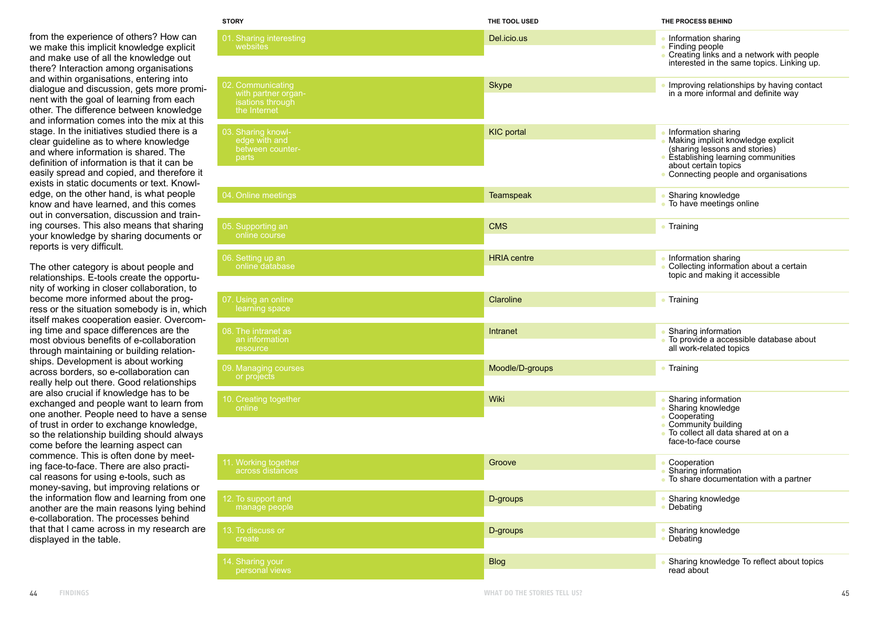from the experience of others? How can we make this implicit knowledge explicit and make use of all the knowledge out there? Interaction among organisations and within organisations, entering into dialogue and discussion, gets more prominent with the goal of learning from each other. The difference between knowledge and information comes into the mix at this stage. In the initiatives studied there is a clear guideline as to where knowledge and where information is shared. The definition of information is that it can be easily spread and copied, and therefore it exists in static documents or text. Knowledge, on the other hand, is what people know and have learned, and this comes out in conversation, discussion and training courses. This also means that sharing your knowledge by sharing documents or reports is very difficult.

The other category is about people and relationships. E-tools create the opportunity of working in closer collaboration, to become more informed about the progress or the situation somebody is in, which itself makes cooperation easier. Overcoming time and space differences are the most obvious benefits of e-collaboration through maintaining or building relationships. Development is about working across borders, so e-collaboration can really help out there. Good relationships are also crucial if knowledge has to be exchanged and people want to learn from one another. People need to have a sense of trust in order to exchange knowledge, so the relationship building should always come before the learning aspect can commence. This is often done by meeting face-to-face. There are also practical reasons for using e-tools, such as money-saving, but improving relations or the information flow and learning from one another are the main reasons lying behind e-collaboration. The processes behind that that I came across in my research are displayed in the table.

| STORY | THE TOOL USED | THE PROCESS BEHIND |
|---|---|---|
| 01. Sharing interesting websites | Del.icio.us | • Information sharing<br>• Finding people<br>• Creating links and a network with people interested in the same topics. Linking up. |
| 02. Communicating with partner organisations through the Internet | Skype | • Improving relationships by having contact in a more informal and definite way |
| 03. Sharing knowledge with and between counterparts | KIC portal | • Information sharing<br>• Making implicit knowledge explicit (sharing lessons and stories)<br>• Establishing learning communities about certain topics<br>• Connecting people and organisations |
| 04. Online meetings | Teamspeak | • Sharing knowledge<br>• To have meetings online |
| 05. Supporting an online course | CMS | • Training |
| 06. Setting up an online database | HRIA centre | • Information sharing<br>• Collecting information about a certain topic and making it accessible |
| 07. Using an online learning space | Claroline | • Training |
| 08. The intranet as an information resource | Intranet | • Sharing information<br>• To provide a accessible database about all work-related topics |
| 09. Managing courses or projects | Moodle/D-groups | • Training |
| 10. Creating together online | Wiki | • Sharing information<br>• Sharing knowledge<br>• Cooperating<br>• Community building<br>• To collect all data shared at on a face-to-face course |
| 11. Working together across distances | Groove | • Cooperation<br>• Sharing information<br>• To share documentation with a partner |
| 12. To support and manage people | D-groups | • Sharing knowledge<br>• Debating |
| 13. To discuss or create | D-groups | • Sharing knowledge<br>• Debating |
| 14. Sharing your personal views | Blog | • Sharing knowledge To reflect about topics read about |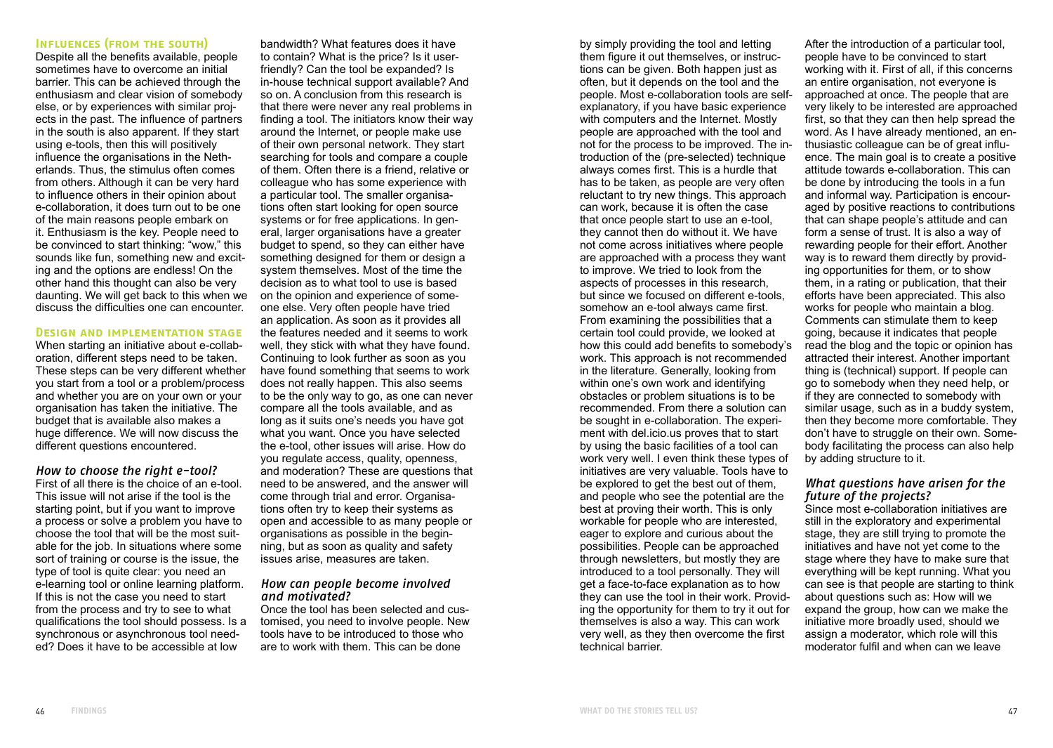### Influences (from the south)

Despite all the benefits available, people sometimes have to overcome an initial barrier. This can be achieved through the enthusiasm and clear vision of somebody else, or by experiences with similar projects in the past. The influence of partners in the south is also apparent. If they start using e-tools, then this will positively influence the organisations in the Netherlands. Thus, the stimulus often comes from others. Although it can be very hard to influence others in their opinion about e-collaboration, it does turn out to be one of the main reasons people embark on it. Enthusiasm is the key. People need to be convinced to start thinking: "wow," this sounds like fun, something new and exciting and the options are endless! On the other hand this thought can also be very daunting. We will get back to this when we discuss the difficulties one can encounter.

### Design and implementation stage

When starting an initiative about e-collaboration, different steps need to be taken. These steps can be very different whether you start from a tool or a problem/process and whether you are on your own or your organisation has taken the initiative. The budget that is available also makes a huge difference. We will now discuss the different questions encountered.

#### *How to choose the right e-tool?*

First of all there is the choice of an e-tool. This issue will not arise if the tool is the starting point, but if you want to improve a process or solve a problem you have to choose the tool that will be the most suitable for the job. In situations where some sort of training or course is the issue, the type of tool is quite clear: you need an e-learning tool or online learning platform. If this is not the case you need to start from the process and try to see to what qualifications the tool should possess. Is a synchronous or asynchronous tool needed? Does it have to be accessible at low bandwidth? What features does it have to contain? What is the price? Is it user-friendly? Can the tool be expanded? Is in-house technical support available? And so on. A conclusion from this research is that there were never any real problems in finding a tool. The initiators know their way around the Internet, or people make use of their own personal network. They start searching for tools and compare a couple of them. Often there is a friend, relative or colleague who has some experience with a particular tool. The smaller organisations often start looking for open source systems or for free applications. In general, larger organisations have a greater budget to spend, so they can either have something designed for them or design a system themselves. Most of the time the decision as to what tool to use is based on the opinion and experience of someone else. Very often people have tried an application. As soon as it provides all the features needed and it seems to work well, they stick with what they have found. Continuing to look further as soon as you have found something that seems to work does not really happen. This also seems to be the only way to go, as one can never compare all the tools available, and as long as it suits one's needs you have got what you want. Once you have selected the e-tool, other issues will arise. How do you regulate access, quality, openness, and moderation? These are questions that need to be answered, and the answer will come through trial and error. Organisations often try to keep their systems as open and accessible to as many people or organisations as possible in the beginning, but as soon as quality and safety issues arise, measures are taken.

#### *How can people become involved and motivated?*

Once the tool has been selected and customised, you need to involve people. New tools have to be introduced to those who are to work with them. This can be done by simply providing the tool and letting them figure it out themselves, or instructions can be given. Both happen just as often, but it depends on the tool and the people. Most e-collaboration tools are self-explanatory, if you have basic experience with computers and the Internet. Mostly people are approached with the tool and not for the process to be improved. The introduction of the (pre-selected) technique always comes first. This is a hurdle that has to be taken, as people are very often reluctant to try new things. This approach can work, because it is often the case that once people start to use an e-tool, they cannot then do without it. We have not come across initiatives where people are approached with a process they want to improve. We tried to look from the aspects of processes in this research, but since we focused on different e-tools, somehow an e-tool always came first. From examining the possibilities that a certain tool could provide, we looked at how this could add benefits to somebody's work. This approach is not recommended in the literature. Generally, looking from within one's own work and identifying obstacles or problem situations is to be recommended. From there a solution can be sought in e-collaboration. The experiment with del.icio.us proves that to start by using the basic facilities of a tool can work very well. I even think these types of initiatives are very valuable. Tools have to be explored to get the best out of them, and people who see the potential are the best at proving their worth. This is only workable for people who are interested, eager to explore and curious about the possibilities. People can be approached through newsletters, but mostly they are introduced to a tool personally. They will get a face-to-face explanation as to how they can use the tool in their work. Providing the opportunity for them to try it out for themselves is also a way. This can work very well, as they then overcome the first technical barrier.

After the introduction of a particular tool, people have to be convinced to start working with it. First of all, if this concerns an entire organisation, not everyone is approached at once. The people that are very likely to be interested are approached first, so that they can then help spread the word. As I have already mentioned, an enthusiastic colleague can be of great influence. The main goal is to create a positive attitude towards e-collaboration. This can be done by introducing the tools in a fun and informal way. Participation is encouraged by positive reactions to contributions that can shape people's attitude and can form a sense of trust. It is also a way of rewarding people for their effort. Another way is to reward them directly by providing opportunities for them, or to show them, in a rating or publication, that their efforts have been appreciated. This also works for people who maintain a blog. Comments can stimulate them to keep going, because it indicates that people read the blog and the topic or opinion has attracted their interest. Another important thing is (technical) support. If people can go to somebody when they need help, or if they are connected to somebody with similar usage, such as in a buddy system, then they become more comfortable. They don't have to struggle on their own. Somebody facilitating the process can also help by adding structure to it.

#### *What questions have arisen for the future of the projects?*

Since most e-collaboration initiatives are still in the exploratory and experimental stage, they are still trying to promote the initiatives and have not yet come to the stage where they have to make sure that everything will be kept running. What you can see is that people are starting to think about questions such as: How will we expand the group, how can we make the initiative more broadly used, should we assign a moderator, which role will this moderator fulfil and when can we leave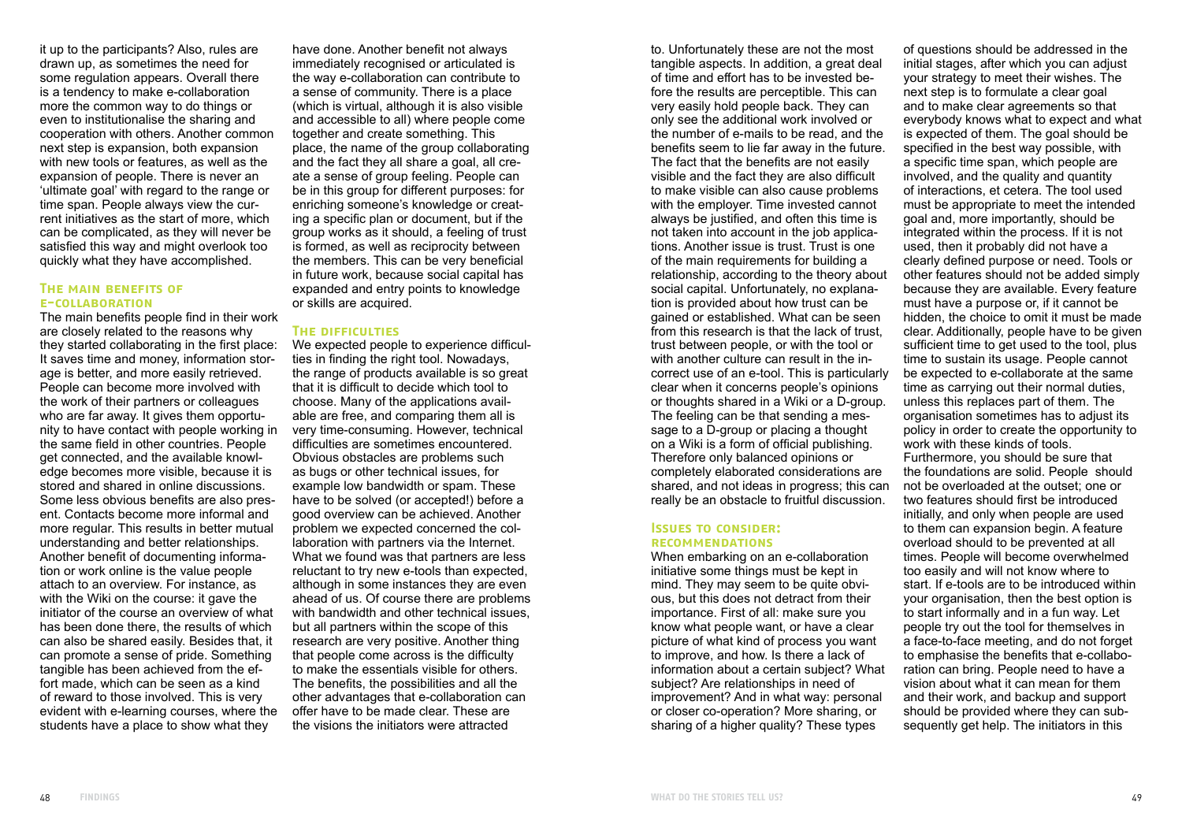it up to the participants? Also, rules are drawn up, as sometimes the need for some regulation appears. Overall there is a tendency to make e-collaboration more the common way to do things or even to institutionalise the sharing and cooperation with others. Another common next step is expansion, both expansion with new tools or features, as well as the expansion of people. There is never an 'ultimate goal' with regard to the range or time span. People always view the current initiatives as the start of more, which can be complicated, as they will never be satisfied this way and might overlook too quickly what they have accomplished.

### The main benefits of e-collaboration

The main benefits people find in their work are closely related to the reasons why they started collaborating in the first place: It saves time and money, information storage is better, and more easily retrieved. People can become more involved with the work of their partners or colleagues who are far away. It gives them opportunity to have contact with people working in the same field in other countries. People get connected, and the available knowledge becomes more visible, because it is stored and shared in online discussions. Some less obvious benefits are also present. Contacts become more informal and more regular. This results in better mutual understanding and better relationships. Another benefit of documenting information or work online is the value people attach to an overview. For instance, as with the Wiki on the course: it gave the initiator of the course an overview of what has been done there, the results of which can also be shared easily. Besides that, it can promote a sense of pride. Something tangible has been achieved from the effort made, which can be seen as a kind of reward to those involved. This is very evident with e-learning courses, where the students have a place to show what they have done. Another benefit not always immediately recognised or articulated is the way e-collaboration can contribute to a sense of community. There is a place (which is virtual, although it is also visible and accessible to all) where people come together and create something. This place, the name of the group collaborating and the fact they all share a goal, all create a sense of group feeling. People can be in this group for different purposes: for enriching someone's knowledge or creating a specific plan or document, but if the group works as it should, a feeling of trust is formed, as well as reciprocity between the members. This can be very beneficial in future work, because social capital has expanded and entry points to knowledge or skills are acquired.

### The difficulties

We expected people to experience difficulties in finding the right tool. Nowadays, the range of products available is so great that it is difficult to decide which tool to choose. Many of the applications available are free, and comparing them all is very time-consuming. However, technical difficulties are sometimes encountered. Obvious obstacles are problems such as bugs or other technical issues, for example low bandwidth or spam. These have to be solved (or accepted!) before a good overview can be achieved. Another problem we expected concerned the collaboration with partners via the Internet. What we found was that partners are less reluctant to try new e-tools than expected, although in some instances they are even ahead of us. Of course there are problems with bandwidth and other technical issues, but all partners within the scope of this research are very positive. Another thing that people come across is the difficulty to make the essentials visible for others. The benefits, the possibilities and all the other advantages that e-collaboration can offer have to be made clear. These are the visions the initiators were attracted to. Unfortunately these are not the most tangible aspects. In addition, a great deal of time and effort has to be invested before the results are perceptible. This can very easily hold people back. They can only see the additional work involved or the number of e-mails to be read, and the benefits seem to lie far away in the future. The fact that the benefits are not easily visible and the fact they are also difficult to make visible can also cause problems with the employer. Time invested cannot always be justified, and often this time is not taken into account in the job applications. Another issue is trust. Trust is one of the main requirements for building a relationship, according to the theory about social capital. Unfortunately, no explanation is provided about how trust can be gained or established. What can be seen from this research is that the lack of trust, trust between people, or with the tool or with another culture can result in the incorrect use of an e-tool. This is particularly clear when it concerns people's opinions or thoughts shared in a Wiki or a D-group. The feeling can be that sending a message to a D-group or placing a thought on a Wiki is a form of official publishing. Therefore only balanced opinions or completely elaborated considerations are shared, and not ideas in progress; this can really be an obstacle to fruitful discussion.

### Issues to consider: recommendations

When embarking on an e-collaboration initiative some things must be kept in mind. They may seem to be quite obvious, but this does not detract from their importance. First of all: make sure you know what people want, or have a clear picture of what kind of process you want to improve, and how. Is there a lack of information about a certain subject? What subject? Are relationships in need of improvement? And in what way: personal or closer co-operation? More sharing, or sharing of a higher quality? These types of questions should be addressed in the initial stages, after which you can adjust your strategy to meet their wishes. The next step is to formulate a clear goal and to make clear agreements so that everybody knows what to expect and what is expected of them. The goal should be specified in the best way possible, with a specific time span, which people are involved, and the quality and quantity of interactions, et cetera. The tool used must be appropriate to meet the intended goal and, more importantly, should be integrated within the process. If it is not used, then it probably did not have a clearly defined purpose or need. Tools or other features should not be added simply because they are available. Every feature must have a purpose or, if it cannot be hidden, the choice to omit it must be made clear. Additionally, people have to be given sufficient time to get used to the tool, plus time to sustain its usage. People cannot be expected to e-collaborate at the same time as carrying out their normal duties, unless this replaces part of them. The organisation sometimes has to adjust its policy in order to create the opportunity to work with these kinds of tools.
Furthermore, you should be sure that the foundations are solid. People should not be overloaded at the outset; one or two features should first be introduced initially, and only when people are used to them can expansion begin. A feature overload should to be prevented at all times. People will become overwhelmed too easily and will not know where to start. If e-tools are to be introduced within your organisation, then the best option is to start informally and in a fun way. Let people try out the tool for themselves in a face-to-face meeting, and do not forget to emphasise the benefits that e-collaboration can bring. People need to have a vision about what it can mean for them and their work, and backup and support should be provided where they can subsequently get help. The initiators in this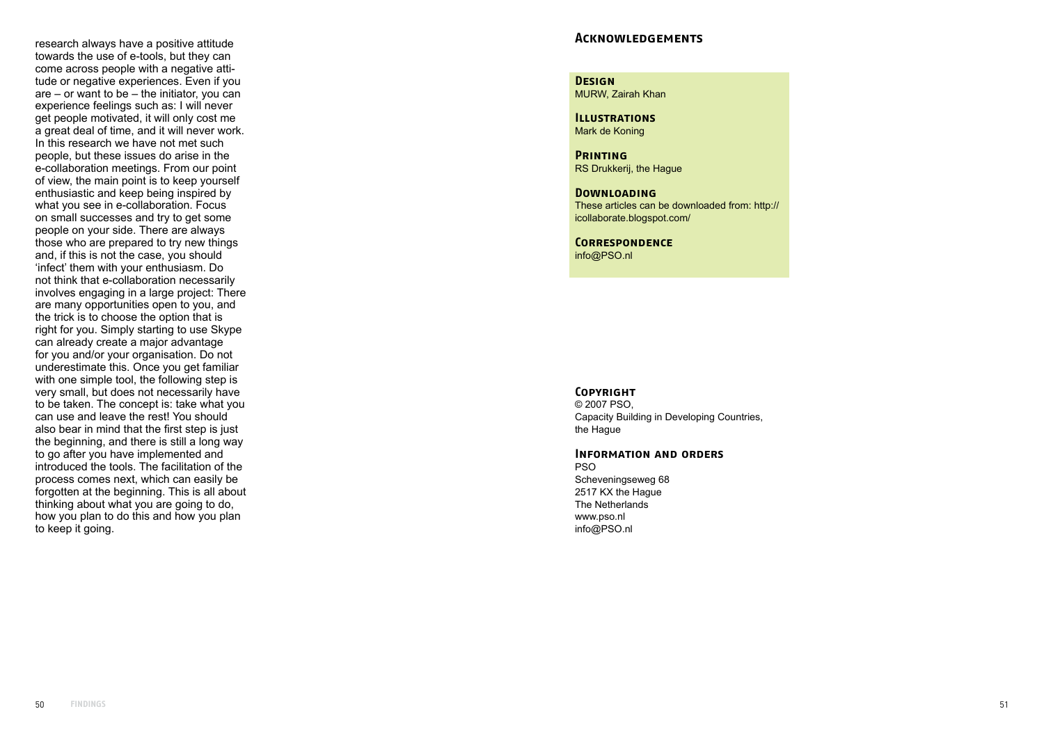research always have a positive attitude towards the use of e-tools, but they can come across people with a negative attitude or negative experiences. Even if you are – or want to be – the initiator, you can experience feelings such as: I will never get people motivated, it will only cost me a great deal of time, and it will never work. In this research we have not met such people, but these issues do arise in the e-collaboration meetings. From our point of view, the main point is to keep yourself enthusiastic and keep being inspired by what you see in e-collaboration. Focus on small successes and try to get some people on your side. There are always those who are prepared to try new things and, if this is not the case, you should 'infect' them with your enthusiasm. Do not think that e-collaboration necessarily involves engaging in a large project: There are many opportunities open to you, and the trick is to choose the option that is right for you. Simply starting to use Skype can already create a major advantage for you and/or your organisation. Do not underestimate this. Once you get familiar with one simple tool, the following step is very small, but does not necessarily have to be taken. The concept is: take what you can use and leave the rest! You should also bear in mind that the first step is just the beginning, and there is still a long way to go after you have implemented and introduced the tools. The facilitation of the process comes next, which can easily be forgotten at the beginning. This is all about thinking about what you are going to do, how you plan to do this and how you plan to keep it going.

## Acknowledgements

**Design**
MURW, Zairah Khan

**Illustrations**
Mark de Koning

**Printing**
RS Drukkerij, the Hague

**Downloading**
These articles can be downloaded from: http://icollaborate.blogspot.com/

**Correspondence**
info@PSO.nl

**Copyright**
© 2007 PSO,
Capacity Building in Developing Countries,
the Hague

**Information and orders**
PSO
Scheveningseweg 68
2517 KX the Hague
The Netherlands
www.pso.nl
info@PSO.nl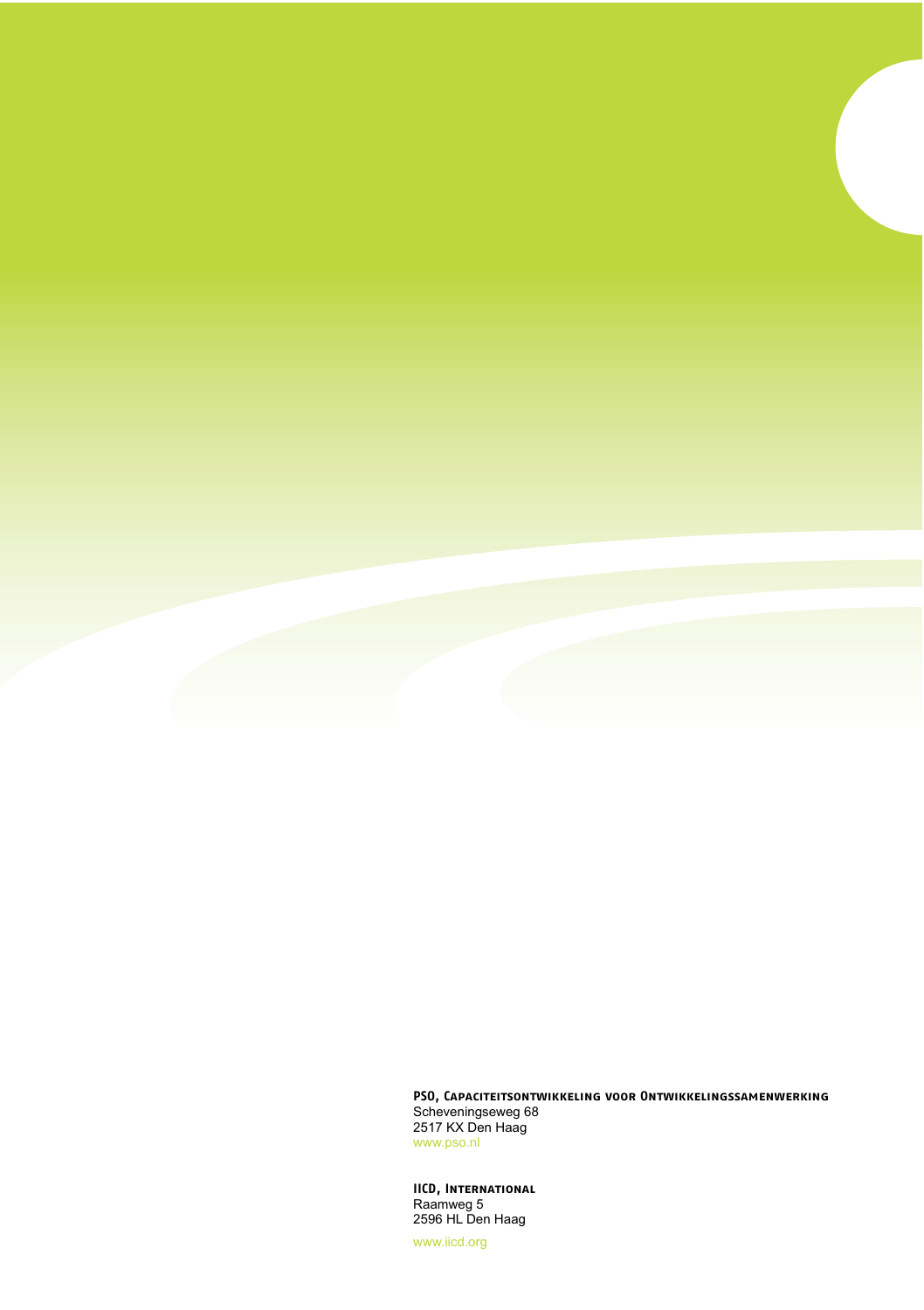**PSO, Capaciteitsontwikkeling voor Ontwikkelingssamenwerking**
Scheveningseweg 68
2517 KX Den Haag
www.pso.nl

**IICD, International**
Raamweg 5
2596 HL Den Haag

www.iicd.org